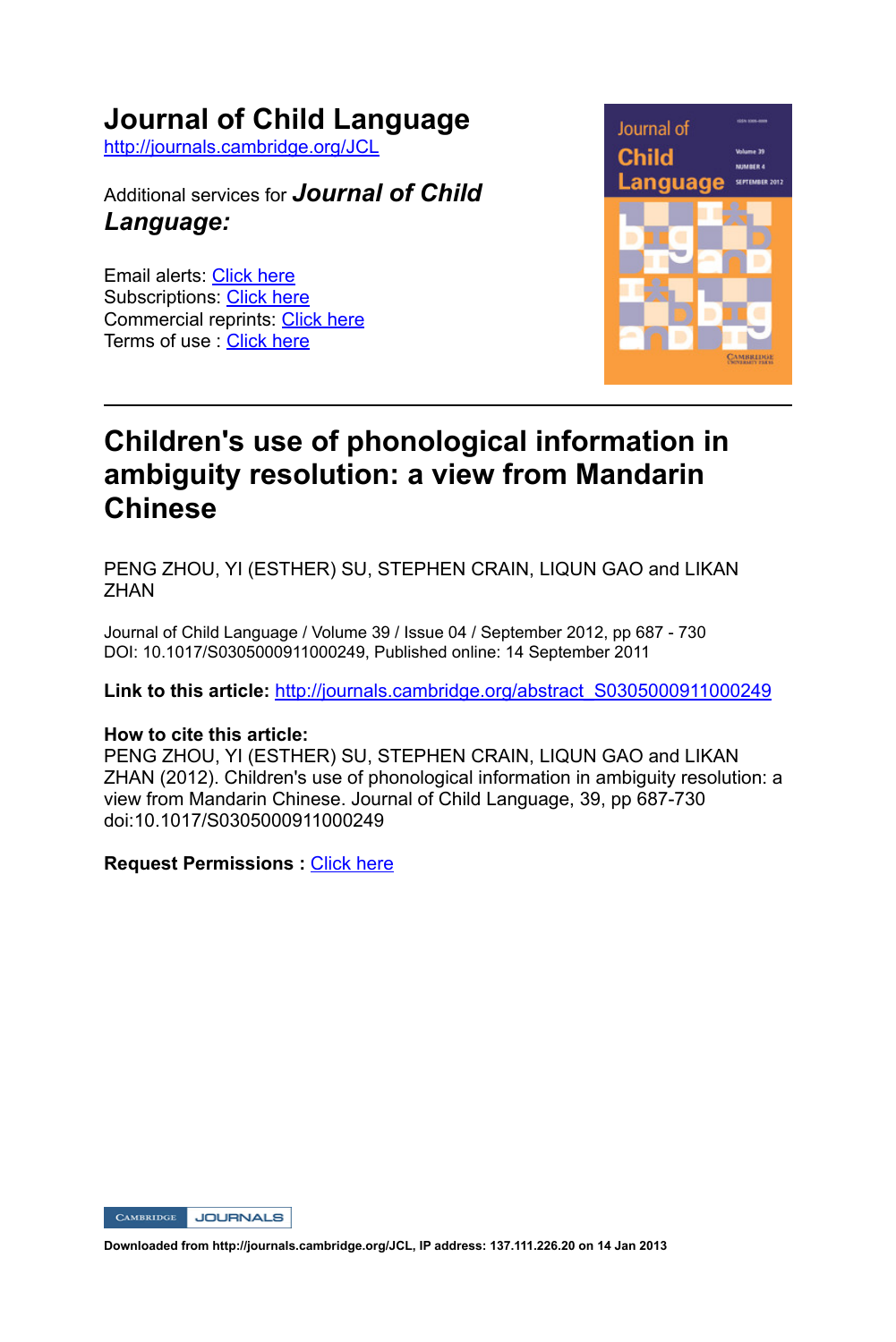# Journal of Child Language

http://journals.cambridge.org/JCL

Additional services for ***Journal of Child Language:***

Email alerts: Click here
Subscriptions: Click here
Commercial reprints: Click here
Terms of use : Click here

---

# Children's use of phonological information in ambiguity resolution: a view from Mandarin Chinese

PENG ZHOU, YI (ESTHER) SU, STEPHEN CRAIN, LIQUN GAO and LIKAN ZHAN

Journal of Child Language / Volume 39 / Issue 04 / September 2012, pp 687 - 730
DOI: 10.1017/S0305000911000249, Published online: 14 September 2011

**Link to this article:** http://journals.cambridge.org/abstract_S0305000911000249

**How to cite this article:**
PENG ZHOU, YI (ESTHER) SU, STEPHEN CRAIN, LIQUN GAO and LIKAN ZHAN (2012). Children's use of phonological information in ambiguity resolution: a view from Mandarin Chinese. Journal of Child Language, 39, pp 687-730 doi:10.1017/S0305000911000249

**Request Permissions :** Click here

Downloaded from http://journals.cambridge.org/JCL, IP address: 137.111.226.20 on 14 Jan 2013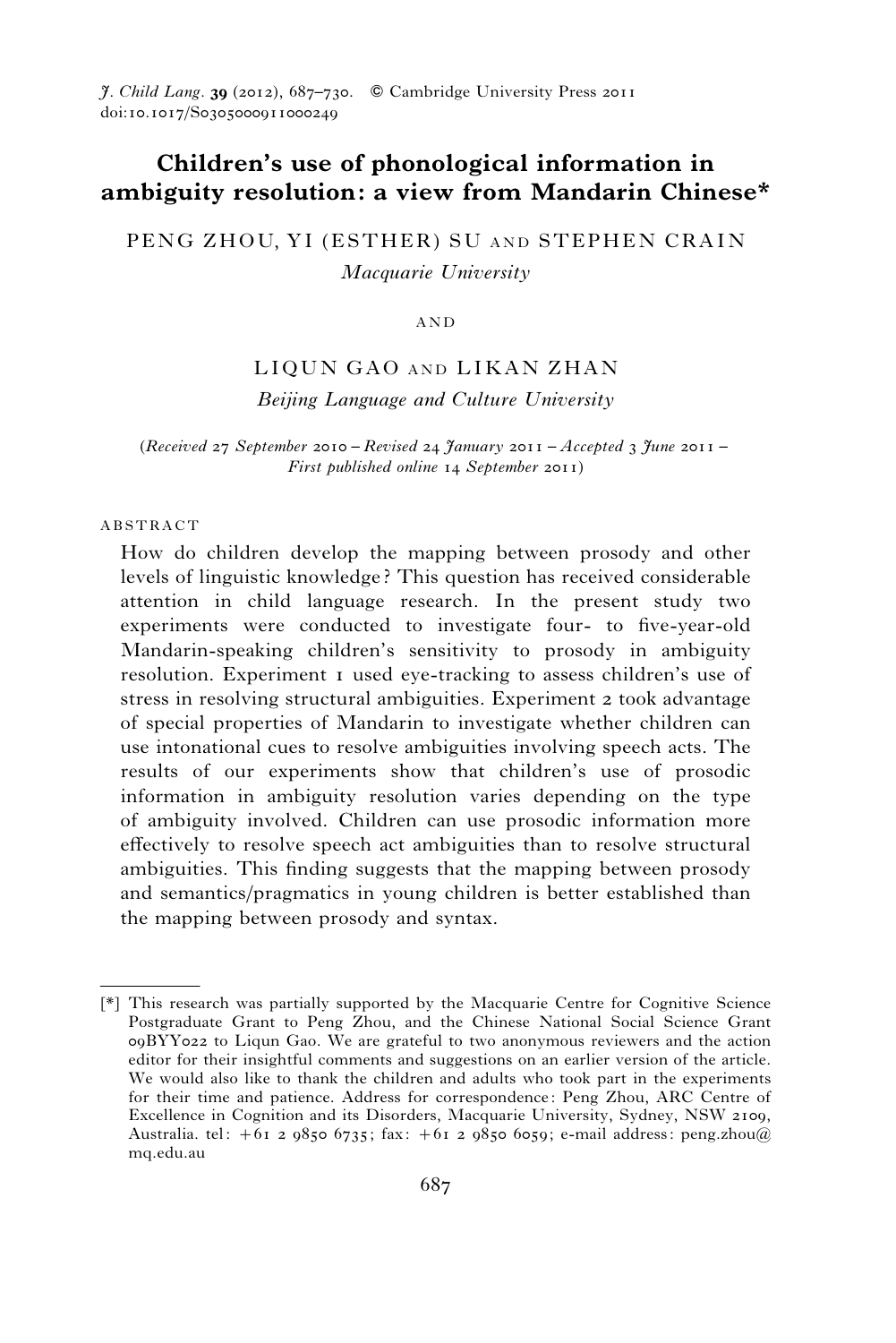# Children's use of phonological information in ambiguity resolution: a view from Mandarin Chinese*

PENG ZHOU, YI (ESTHER) SU AND STEPHEN CRAIN

*Macquarie University*

AND

LIQUN GAO AND LIKAN ZHAN

*Beijing Language and Culture University*

(*Received* 27 *September* 2010 – *Revised* 24 *January* 2011 – *Accepted* 3 *June* 2011 – *First published online* 14 *September* 2011)

## ABSTRACT

How do children develop the mapping between prosody and other levels of linguistic knowledge? This question has received considerable attention in child language research. In the present study two experiments were conducted to investigate four- to five-year-old Mandarin-speaking children's sensitivity to prosody in ambiguity resolution. Experiment 1 used eye-tracking to assess children's use of stress in resolving structural ambiguities. Experiment 2 took advantage of special properties of Mandarin to investigate whether children can use intonational cues to resolve ambiguities involving speech acts. The results of our experiments show that children's use of prosodic information in ambiguity resolution varies depending on the type of ambiguity involved. Children can use prosodic information more effectively to resolve speech act ambiguities than to resolve structural ambiguities. This finding suggests that the mapping between prosody and semantics/pragmatics in young children is better established than the mapping between prosody and syntax.

---

[*] This research was partially supported by the Macquarie Centre for Cognitive Science Postgraduate Grant to Peng Zhou, and the Chinese National Social Science Grant 09BYY022 to Liqun Gao. We are grateful to two anonymous reviewers and the action editor for their insightful comments and suggestions on an earlier version of the article. We would also like to thank the children and adults who took part in the experiments for their time and patience. Address for correspondence: Peng Zhou, ARC Centre of Excellence in Cognition and its Disorders, Macquarie University, Sydney, NSW 2109, Australia. tel: +61 2 9850 6735; fax: +61 2 9850 6059; e-mail address: peng.zhou@mq.edu.au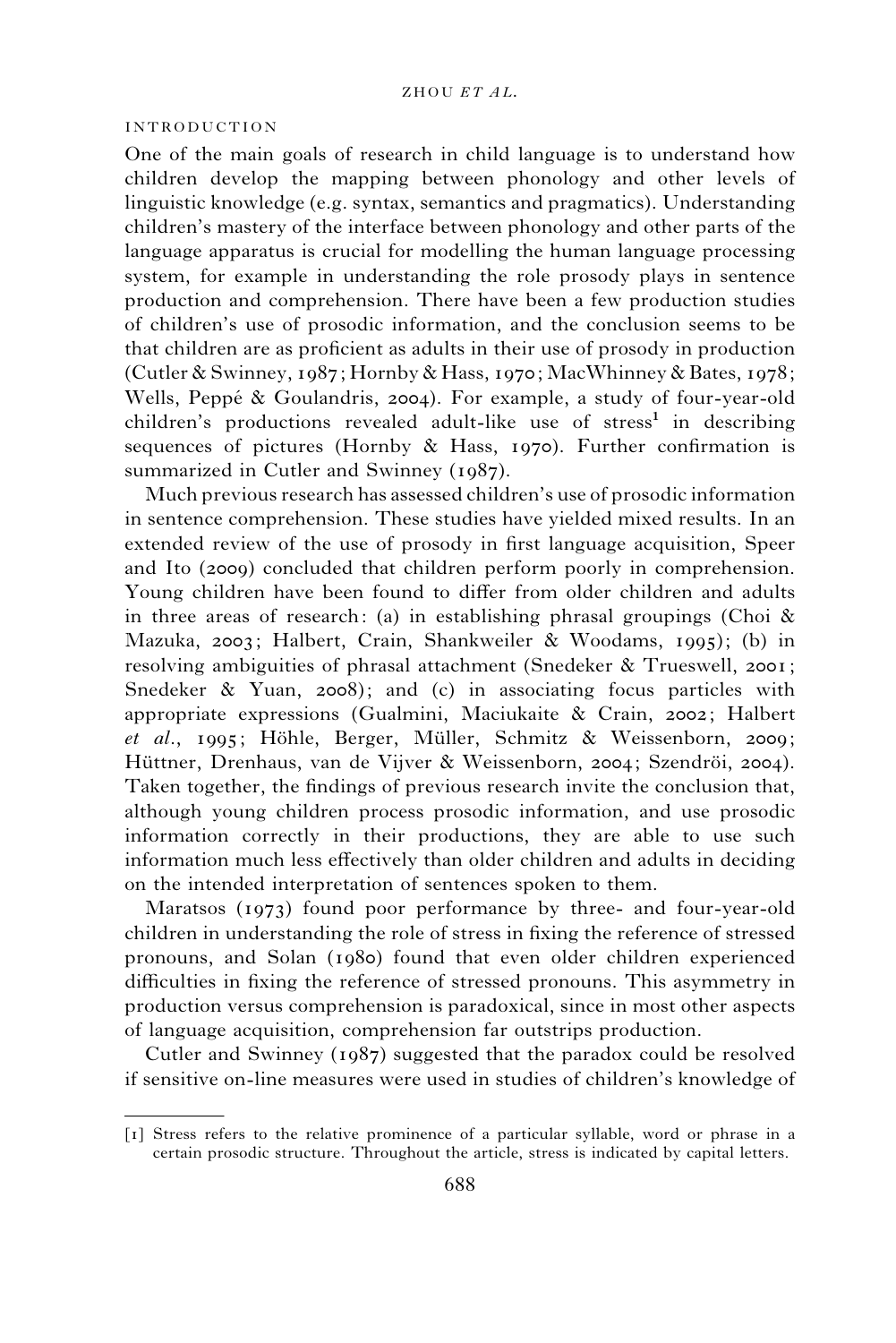## INTRODUCTION

One of the main goals of research in child language is to understand how children develop the mapping between phonology and other levels of linguistic knowledge (e.g. syntax, semantics and pragmatics). Understanding children's mastery of the interface between phonology and other parts of the language apparatus is crucial for modelling the human language processing system, for example in understanding the role prosody plays in sentence production and comprehension. There have been a few production studies of children's use of prosodic information, and the conclusion seems to be that children are as proficient as adults in their use of prosody in production (Cutler & Swinney, 1987; Hornby & Hass, 1970; MacWhinney & Bates, 1978; Wells, Peppé & Goulandris, 2004). For example, a study of four-year-old children's productions revealed adult-like use of stress[1] in describing sequences of pictures (Hornby & Hass, 1970). Further confirmation is summarized in Cutler and Swinney (1987).

Much previous research has assessed children's use of prosodic information in sentence comprehension. These studies have yielded mixed results. In an extended review of the use of prosody in first language acquisition, Speer and Ito (2009) concluded that children perform poorly in comprehension. Young children have been found to differ from older children and adults in three areas of research: (a) in establishing phrasal groupings (Choi & Mazuka, 2003; Halbert, Crain, Shankweiler & Woodams, 1995); (b) in resolving ambiguities of phrasal attachment (Snedeker & Trueswell, 2001; Snedeker & Yuan, 2008); and (c) in associating focus particles with appropriate expressions (Gualmini, Maciukaite & Crain, 2002; Halbert *et al.*, 1995; Höhle, Berger, Müller, Schmitz & Weissenborn, 2009; Hüttner, Drenhaus, van de Vijver & Weissenborn, 2004; Szendröi, 2004). Taken together, the findings of previous research invite the conclusion that, although young children process prosodic information, and use prosodic information correctly in their productions, they are able to use such information much less effectively than older children and adults in deciding on the intended interpretation of sentences spoken to them.

Maratsos (1973) found poor performance by three- and four-year-old children in understanding the role of stress in fixing the reference of stressed pronouns, and Solan (1980) found that even older children experienced difficulties in fixing the reference of stressed pronouns. This asymmetry in production versus comprehension is paradoxical, since in most other aspects of language acquisition, comprehension far outstrips production.

Cutler and Swinney (1987) suggested that the paradox could be resolved if sensitive on-line measures were used in studies of children's knowledge of

---

[1] Stress refers to the relative prominence of a particular syllable, word or phrase in a certain prosodic structure. Throughout the article, stress is indicated by capital letters.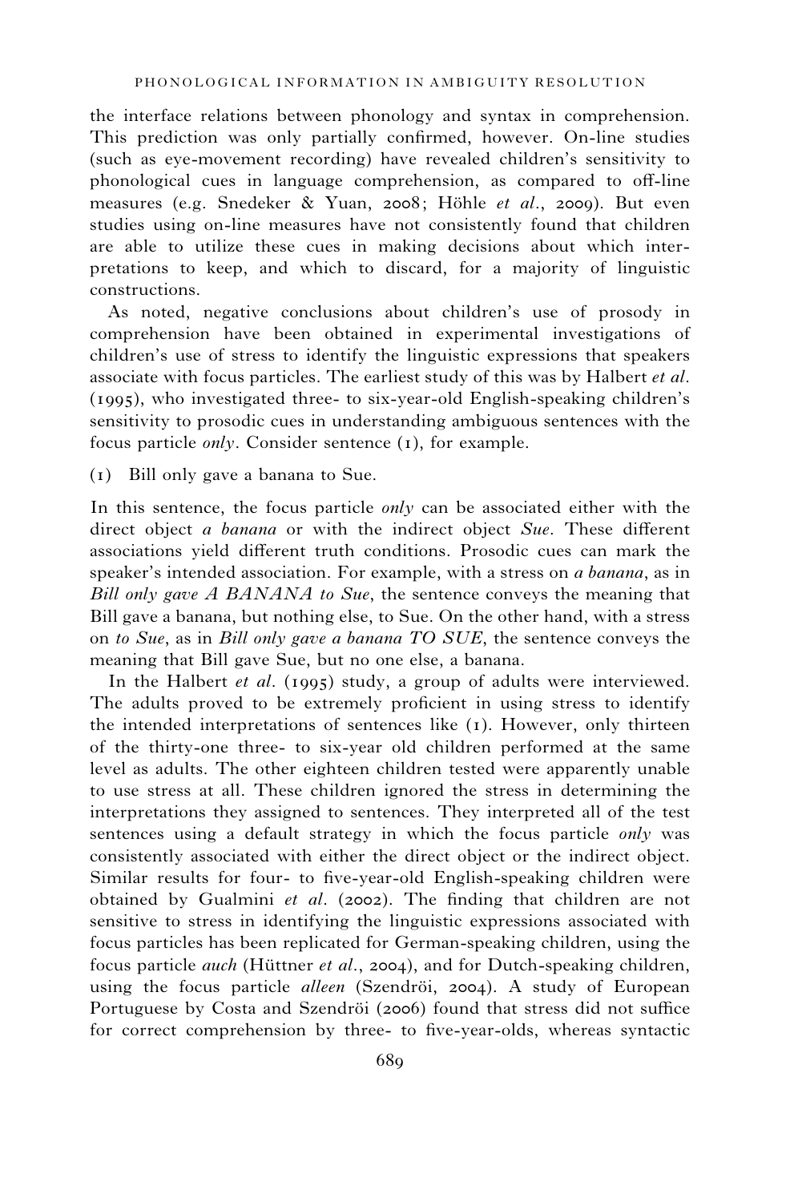the interface relations between phonology and syntax in comprehension. This prediction was only partially confirmed, however. On-line studies (such as eye-movement recording) have revealed children's sensitivity to phonological cues in language comprehension, as compared to off-line measures (e.g. Snedeker & Yuan, 2008; Höhle *et al*., 2009). But even studies using on-line measures have not consistently found that children are able to utilize these cues in making decisions about which interpretations to keep, and which to discard, for a majority of linguistic constructions.

As noted, negative conclusions about children's use of prosody in comprehension have been obtained in experimental investigations of children's use of stress to identify the linguistic expressions that speakers associate with focus particles. The earliest study of this was by Halbert *et al*. (1995), who investigated three- to six-year-old English-speaking children's sensitivity to prosodic cues in understanding ambiguous sentences with the focus particle *only*. Consider sentence (1), for example.

(1) Bill only gave a banana to Sue.

In this sentence, the focus particle *only* can be associated either with the direct object *a banana* or with the indirect object *Sue*. These different associations yield different truth conditions. Prosodic cues can mark the speaker's intended association. For example, with a stress on *a banana*, as in *Bill only gave A BANANA to Sue*, the sentence conveys the meaning that Bill gave a banana, but nothing else, to Sue. On the other hand, with a stress on *to Sue*, as in *Bill only gave a banana TO SUE*, the sentence conveys the meaning that Bill gave Sue, but no one else, a banana.

In the Halbert *et al*. (1995) study, a group of adults were interviewed. The adults proved to be extremely proficient in using stress to identify the intended interpretations of sentences like (1). However, only thirteen of the thirty-one three- to six-year old children performed at the same level as adults. The other eighteen children tested were apparently unable to use stress at all. These children ignored the stress in determining the interpretations they assigned to sentences. They interpreted all of the test sentences using a default strategy in which the focus particle *only* was consistently associated with either the direct object or the indirect object. Similar results for four- to five-year-old English-speaking children were obtained by Gualmini *et al*. (2002). The finding that children are not sensitive to stress in identifying the linguistic expressions associated with focus particles has been replicated for German-speaking children, using the focus particle *auch* (Hüttner *et al*., 2004), and for Dutch-speaking children, using the focus particle *alleen* (Szendröi, 2004). A study of European Portuguese by Costa and Szendröi (2006) found that stress did not suffice for correct comprehension by three- to five-year-olds, whereas syntactic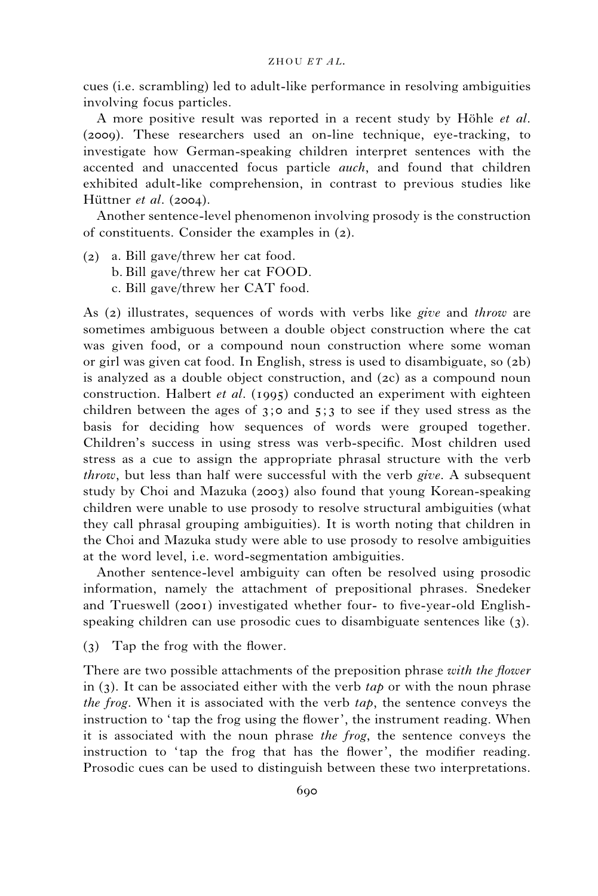cues (i.e. scrambling) led to adult-like performance in resolving ambiguities involving focus particles.

A more positive result was reported in a recent study by Höhle *et al.* (2009). These researchers used an on-line technique, eye-tracking, to investigate how German-speaking children interpret sentences with the accented and unaccented focus particle *auch*, and found that children exhibited adult-like comprehension, in contrast to previous studies like Hüttner *et al.* (2004).

Another sentence-level phenomenon involving prosody is the construction of constituents. Consider the examples in (2).

(2) a. Bill gave/threw her cat food.
 b. Bill gave/threw her cat FOOD.
 c. Bill gave/threw her CAT food.

As (2) illustrates, sequences of words with verbs like *give* and *throw* are sometimes ambiguous between a double object construction where the cat was given food, or a compound noun construction where some woman or girl was given cat food. In English, stress is used to disambiguate, so (2b) is analyzed as a double object construction, and (2c) as a compound noun construction. Halbert *et al.* (1995) conducted an experiment with eighteen children between the ages of 3;0 and 5;3 to see if they used stress as the basis for deciding how sequences of words were grouped together. Children's success in using stress was verb-specific. Most children used stress as a cue to assign the appropriate phrasal structure with the verb *throw*, but less than half were successful with the verb *give*. A subsequent study by Choi and Mazuka (2003) also found that young Korean-speaking children were unable to use prosody to resolve structural ambiguities (what they call phrasal grouping ambiguities). It is worth noting that children in the Choi and Mazuka study were able to use prosody to resolve ambiguities at the word level, i.e. word-segmentation ambiguities.

Another sentence-level ambiguity can often be resolved using prosodic information, namely the attachment of prepositional phrases. Snedeker and Trueswell (2001) investigated whether four- to five-year-old English-speaking children can use prosodic cues to disambiguate sentences like (3).

(3) Tap the frog with the flower.

There are two possible attachments of the preposition phrase *with the flower* in (3). It can be associated either with the verb *tap* or with the noun phrase *the frog*. When it is associated with the verb *tap*, the sentence conveys the instruction to 'tap the frog using the flower', the instrument reading. When it is associated with the noun phrase *the frog*, the sentence conveys the instruction to 'tap the frog that has the flower', the modifier reading. Prosodic cues can be used to distinguish between these two interpretations.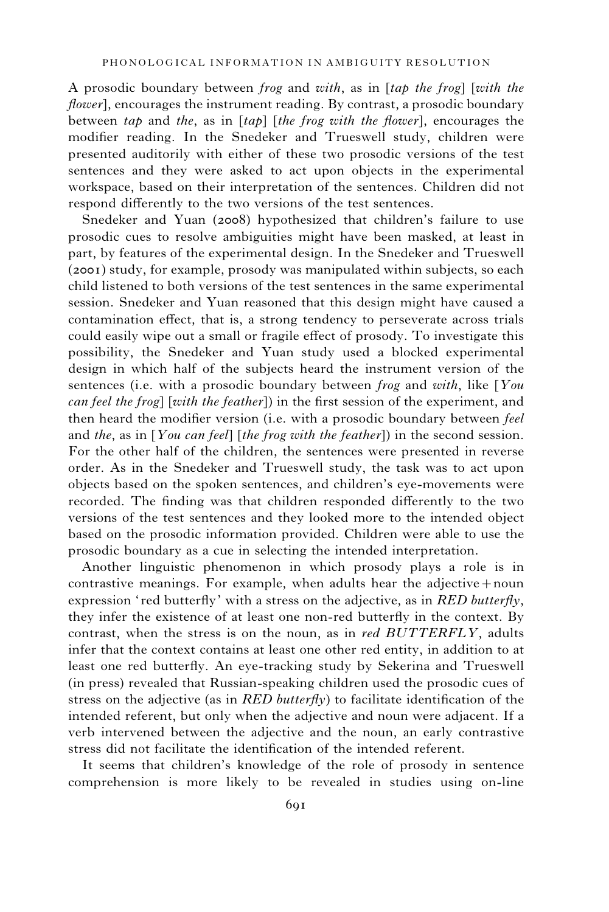A prosodic boundary between *frog* and *with*, as in [*tap the frog*] [*with the flower*], encourages the instrument reading. By contrast, a prosodic boundary between *tap* and *the*, as in [*tap*] [*the frog with the flower*], encourages the modifier reading. In the Snedeker and Trueswell study, children were presented auditorily with either of these two prosodic versions of the test sentences and they were asked to act upon objects in the experimental workspace, based on their interpretation of the sentences. Children did not respond differently to the two versions of the test sentences.

Snedeker and Yuan (2008) hypothesized that children's failure to use prosodic cues to resolve ambiguities might have been masked, at least in part, by features of the experimental design. In the Snedeker and Trueswell (2001) study, for example, prosody was manipulated within subjects, so each child listened to both versions of the test sentences in the same experimental session. Snedeker and Yuan reasoned that this design might have caused a contamination effect, that is, a strong tendency to perseverate across trials could easily wipe out a small or fragile effect of prosody. To investigate this possibility, the Snedeker and Yuan study used a blocked experimental design in which half of the subjects heard the instrument version of the sentences (i.e. with a prosodic boundary between *frog* and *with*, like [*You can feel the frog*] [*with the feather*]) in the first session of the experiment, and then heard the modifier version (i.e. with a prosodic boundary between *feel* and *the*, as in [*You can feel*] [*the frog with the feather*]) in the second session. For the other half of the children, the sentences were presented in reverse order. As in the Snedeker and Trueswell study, the task was to act upon objects based on the spoken sentences, and children's eye-movements were recorded. The finding was that children responded differently to the two versions of the test sentences and they looked more to the intended object based on the prosodic information provided. Children were able to use the prosodic boundary as a cue in selecting the intended interpretation.

Another linguistic phenomenon in which prosody plays a role is in contrastive meanings. For example, when adults hear the adjective + noun expression 'red butterfly' with a stress on the adjective, as in *RED butterfly*, they infer the existence of at least one non-red butterfly in the context. By contrast, when the stress is on the noun, as in *red BUTTERFLY*, adults infer that the context contains at least one other red entity, in addition to at least one red butterfly. An eye-tracking study by Sekerina and Trueswell (in press) revealed that Russian-speaking children used the prosodic cues of stress on the adjective (as in *RED butterfly*) to facilitate identification of the intended referent, but only when the adjective and noun were adjacent. If a verb intervened between the adjective and the noun, an early contrastive stress did not facilitate the identification of the intended referent.

It seems that children's knowledge of the role of prosody in sentence comprehension is more likely to be revealed in studies using on-line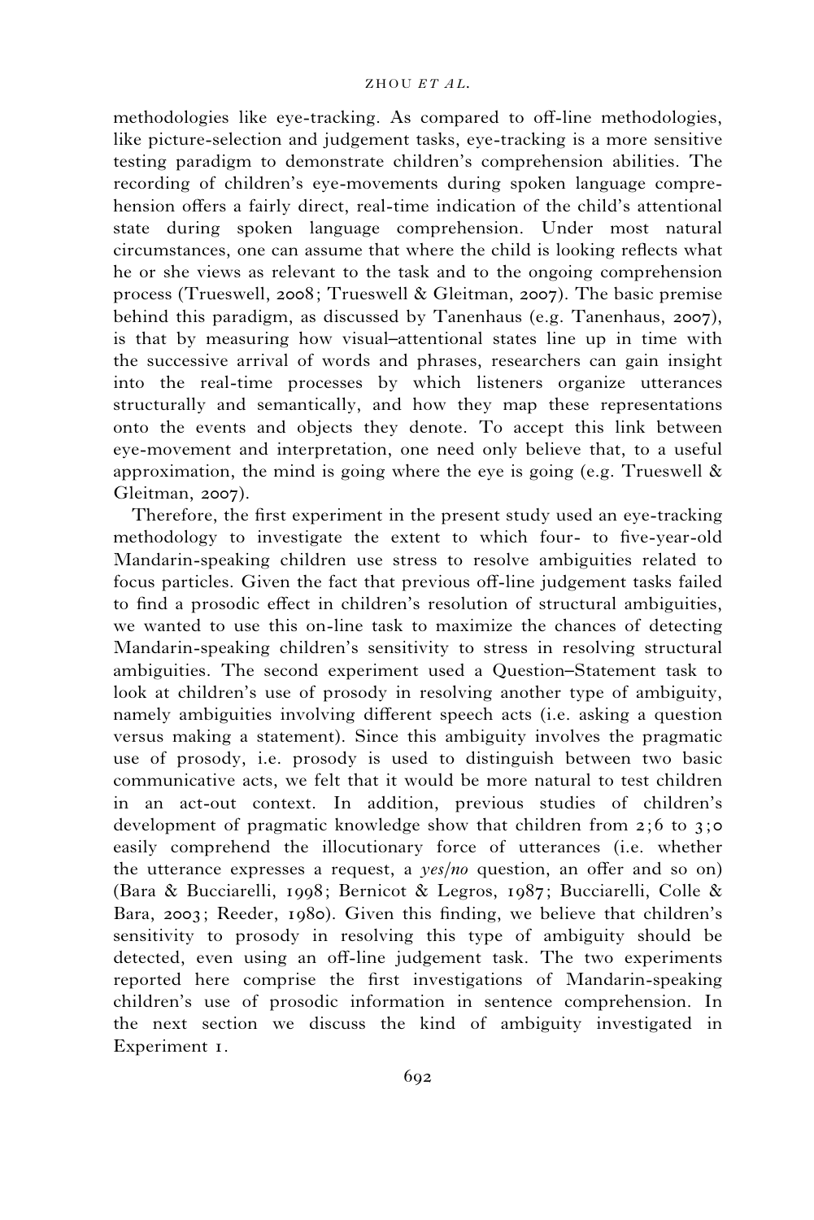methodologies like eye-tracking. As compared to off-line methodologies, like picture-selection and judgement tasks, eye-tracking is a more sensitive testing paradigm to demonstrate children's comprehension abilities. The recording of children's eye-movements during spoken language comprehension offers a fairly direct, real-time indication of the child's attentional state during spoken language comprehension. Under most natural circumstances, one can assume that where the child is looking reflects what he or she views as relevant to the task and to the ongoing comprehension process (Trueswell, 2008; Trueswell & Gleitman, 2007). The basic premise behind this paradigm, as discussed by Tanenhaus (e.g. Tanenhaus, 2007), is that by measuring how visual–attentional states line up in time with the successive arrival of words and phrases, researchers can gain insight into the real-time processes by which listeners organize utterances structurally and semantically, and how they map these representations onto the events and objects they denote. To accept this link between eye-movement and interpretation, one need only believe that, to a useful approximation, the mind is going where the eye is going (e.g. Trueswell & Gleitman, 2007).

Therefore, the first experiment in the present study used an eye-tracking methodology to investigate the extent to which four- to five-year-old Mandarin-speaking children use stress to resolve ambiguities related to focus particles. Given the fact that previous off-line judgement tasks failed to find a prosodic effect in children's resolution of structural ambiguities, we wanted to use this on-line task to maximize the chances of detecting Mandarin-speaking children's sensitivity to stress in resolving structural ambiguities. The second experiment used a Question–Statement task to look at children's use of prosody in resolving another type of ambiguity, namely ambiguities involving different speech acts (i.e. asking a question versus making a statement). Since this ambiguity involves the pragmatic use of prosody, i.e. prosody is used to distinguish between two basic communicative acts, we felt that it would be more natural to test children in an act-out context. In addition, previous studies of children's development of pragmatic knowledge show that children from 2;6 to 3;0 easily comprehend the illocutionary force of utterances (i.e. whether the utterance expresses a request, a *yes/no* question, an offer and so on) (Bara & Bucciarelli, 1998; Bernicot & Legros, 1987; Bucciarelli, Colle & Bara, 2003; Reeder, 1980). Given this finding, we believe that children's sensitivity to prosody in resolving this type of ambiguity should be detected, even using an off-line judgement task. The two experiments reported here comprise the first investigations of Mandarin-speaking children's use of prosodic information in sentence comprehension. In the next section we discuss the kind of ambiguity investigated in Experiment 1.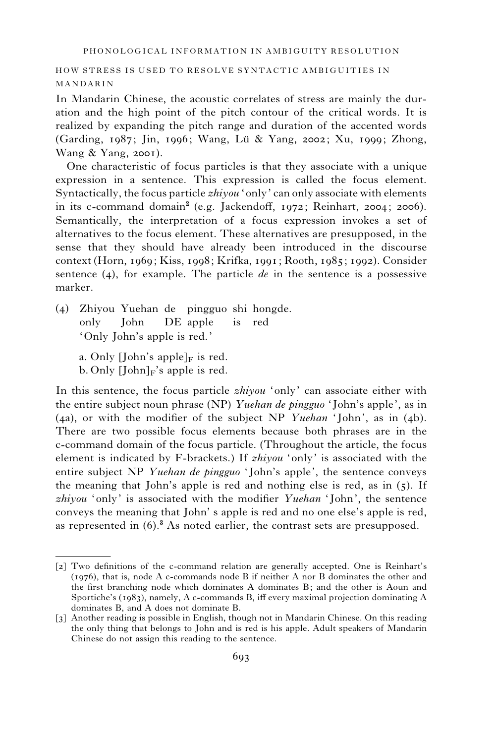## HOW STRESS IS USED TO RESOLVE SYNTACTIC AMBIGUITIES IN MANDARIN

In Mandarin Chinese, the acoustic correlates of stress are mainly the duration and the high point of the pitch contour of the critical words. It is realized by expanding the pitch range and duration of the accented words (Garding, 1987; Jin, 1996; Wang, Lü & Yang, 2002; Xu, 1999; Zhong, Wang & Yang, 2001).

One characteristic of focus particles is that they associate with a unique expression in a sentence. This expression is called the focus element. Syntactically, the focus particle *zhiyou* 'only' can only associate with elements in its c-command domain[2] (e.g. Jackendoff, 1972; Reinhart, 2004; 2006). Semantically, the interpretation of a focus expression invokes a set of alternatives to the focus element. These alternatives are presupposed, in the sense that they should have already been introduced in the discourse context (Horn, 1969; Kiss, 1998; Krifka, 1991; Rooth, 1985; 1992). Consider sentence (4), for example. The particle *de* in the sentence is a possessive marker.

(4) Zhiyou Yuehan de pingguo shi hongde.
only John DE apple is red
'Only John's apple is red.'

a. Only [John's apple]$_F$ is red.
b. Only [John]$_F$'s apple is red.

In this sentence, the focus particle *zhiyou* 'only' can associate either with the entire subject noun phrase (NP) *Yuehan de pingguo* 'John's apple', as in (4a), or with the modifier of the subject NP *Yuehan* 'John', as in (4b). There are two possible focus elements because both phrases are in the c-command domain of the focus particle. (Throughout the article, the focus element is indicated by F-brackets.) If *zhiyou* 'only' is associated with the entire subject NP *Yuehan de pingguo* 'John's apple', the sentence conveys the meaning that John's apple is red and nothing else is red, as in (5). If *zhiyou* 'only' is associated with the modifier *Yuehan* 'John', the sentence conveys the meaning that John' s apple is red and no one else's apple is red, as represented in (6).[3] As noted earlier, the contrast sets are presupposed.

---

[2] Two definitions of the c-command relation are generally accepted. One is Reinhart's (1976), that is, node A c-commands node B if neither A nor B dominates the other and the first branching node which dominates A dominates B; and the other is Aoun and Sportiche's (1983), namely, A c-commands B, iff every maximal projection dominating A dominates B, and A does not dominate B.

[3] Another reading is possible in English, though not in Mandarin Chinese. On this reading the only thing that belongs to John and is red is his apple. Adult speakers of Mandarin Chinese do not assign this reading to the sentence.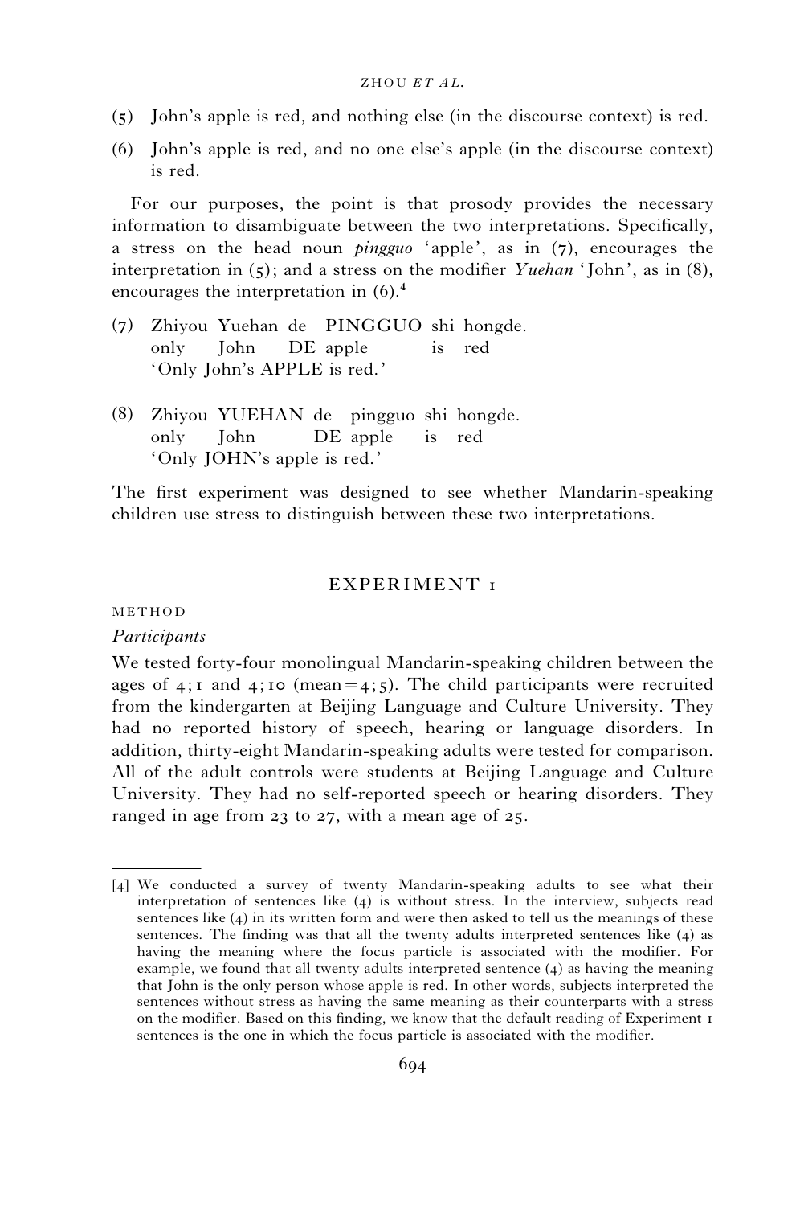(5) John's apple is red, and nothing else (in the discourse context) is red.

(6) John's apple is red, and no one else's apple (in the discourse context) is red.

For our purposes, the point is that prosody provides the necessary information to disambiguate between the two interpretations. Specifically, a stress on the head noun *pingguo* 'apple', as in (7), encourages the interpretation in (5); and a stress on the modifier *Yuehan* 'John', as in (8), encourages the interpretation in (6).[4]

(7) Zhiyou Yuehan de PINGGUO shi hongde.
    only John DE apple is red
    'Only John's APPLE is red.'

(8) Zhiyou YUEHAN de pingguo shi hongde.
    only John DE apple is red
    'Only JOHN's apple is red.'

The first experiment was designed to see whether Mandarin-speaking children use stress to distinguish between these two interpretations.

## EXPERIMENT 1

### METHOD

#### *Participants*

We tested forty-four monolingual Mandarin-speaking children between the ages of 4;1 and 4;10 (mean = 4;5). The child participants were recruited from the kindergarten at Beijing Language and Culture University. They had no reported history of speech, hearing or language disorders. In addition, thirty-eight Mandarin-speaking adults were tested for comparison. All of the adult controls were students at Beijing Language and Culture University. They had no self-reported speech or hearing disorders. They ranged in age from 23 to 27, with a mean age of 25.

---

[4] We conducted a survey of twenty Mandarin-speaking adults to see what their interpretation of sentences like (4) is without stress. In the interview, subjects read sentences like (4) in its written form and were then asked to tell us the meanings of these sentences. The finding was that all the twenty adults interpreted sentences like (4) as having the meaning where the focus particle is associated with the modifier. For example, we found that all twenty adults interpreted sentence (4) as having the meaning that John is the only person whose apple is red. In other words, subjects interpreted the sentences without stress as having the same meaning as their counterparts with a stress on the modifier. Based on this finding, we know that the default reading of Experiment 1 sentences is the one in which the focus particle is associated with the modifier.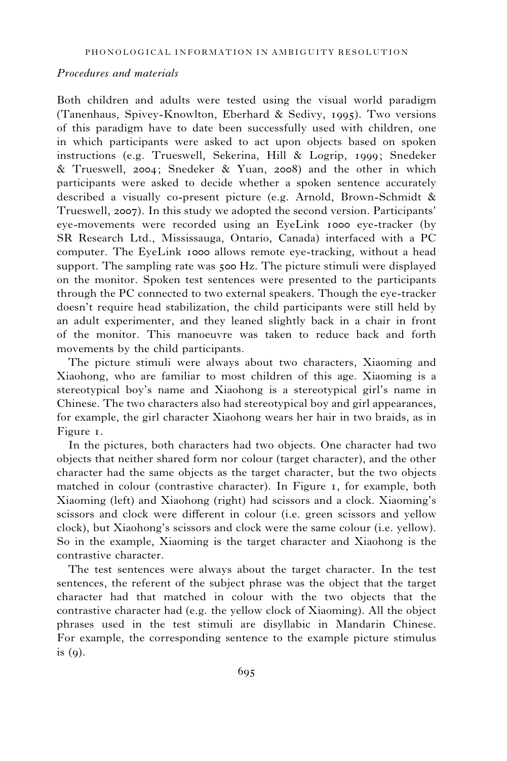*Procedures and materials*

Both children and adults were tested using the visual world paradigm (Tanenhaus, Spivey-Knowlton, Eberhard & Sedivy, 1995). Two versions of this paradigm have to date been successfully used with children, one in which participants were asked to act upon objects based on spoken instructions (e.g. Trueswell, Sekerina, Hill & Logrip, 1999; Snedeker & Trueswell, 2004; Snedeker & Yuan, 2008) and the other in which participants were asked to decide whether a spoken sentence accurately described a visually co-present picture (e.g. Arnold, Brown-Schmidt & Trueswell, 2007). In this study we adopted the second version. Participants' eye-movements were recorded using an EyeLink 1000 eye-tracker (by SR Research Ltd., Mississauga, Ontario, Canada) interfaced with a PC computer. The EyeLink 1000 allows remote eye-tracking, without a head support. The sampling rate was 500 Hz. The picture stimuli were displayed on the monitor. Spoken test sentences were presented to the participants through the PC connected to two external speakers. Though the eye-tracker doesn't require head stabilization, the child participants were still held by an adult experimenter, and they leaned slightly back in a chair in front of the monitor. This manoeuvre was taken to reduce back and forth movements by the child participants.

The picture stimuli were always about two characters, Xiaoming and Xiaohong, who are familiar to most children of this age. Xiaoming is a stereotypical boy's name and Xiaohong is a stereotypical girl's name in Chinese. The two characters also had stereotypical boy and girl appearances, for example, the girl character Xiaohong wears her hair in two braids, as in Figure 1.

In the pictures, both characters had two objects. One character had two objects that neither shared form nor colour (target character), and the other character had the same objects as the target character, but the two objects matched in colour (contrastive character). In Figure 1, for example, both Xiaoming (left) and Xiaohong (right) had scissors and a clock. Xiaoming's scissors and clock were different in colour (i.e. green scissors and yellow clock), but Xiaohong's scissors and clock were the same colour (i.e. yellow). So in the example, Xiaoming is the target character and Xiaohong is the contrastive character.

The test sentences were always about the target character. In the test sentences, the referent of the subject phrase was the object that the target character had that matched in colour with the two objects that the contrastive character had (e.g. the yellow clock of Xiaoming). All the object phrases used in the test stimuli are disyllabic in Mandarin Chinese. For example, the corresponding sentence to the example picture stimulus is (9).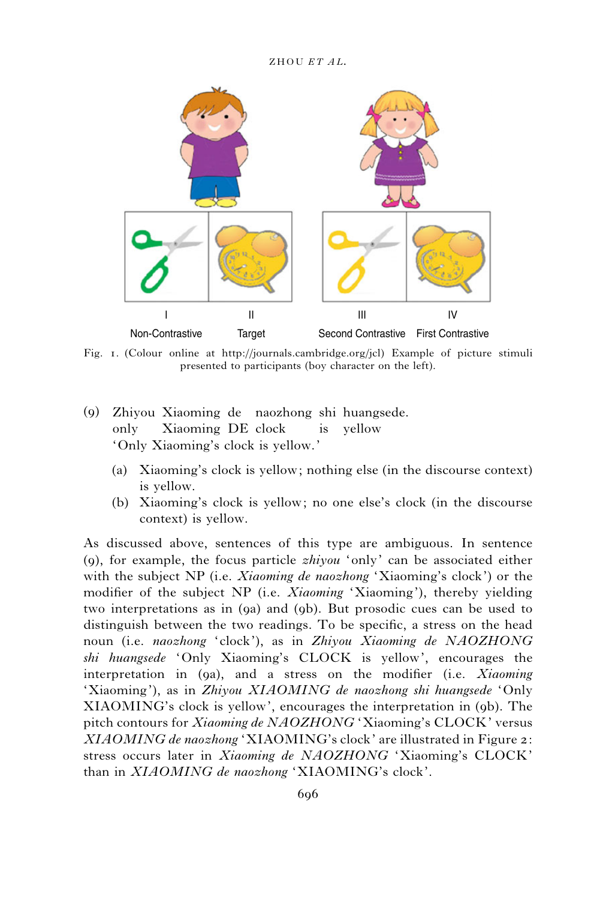I Non-Contrastive II Target III Second Contrastive IV First Contrastive

Fig. 1. (Colour online at http://journals.cambridge.org/jcl) Example of picture stimuli presented to participants (boy character on the left).

(9) Zhiyou Xiaoming de naozhong shi huangsede.
only Xiaoming DE clock is yellow
'Only Xiaoming's clock is yellow.'

(a) Xiaoming's clock is yellow; nothing else (in the discourse context) is yellow.

(b) Xiaoming's clock is yellow; no one else's clock (in the discourse context) is yellow.

As discussed above, sentences of this type are ambiguous. In sentence (9), for example, the focus particle *zhiyou* 'only' can be associated either with the subject NP (i.e. *Xiaoming de naozhong* 'Xiaoming's clock') or the modifier of the subject NP (i.e. *Xiaoming* 'Xiaoming'), thereby yielding two interpretations as in (9a) and (9b). But prosodic cues can be used to distinguish between the two readings. To be specific, a stress on the head noun (i.e. *naozhong* 'clock'), as in *Zhiyou Xiaoming de NAOZHONG shi huangsede* 'Only Xiaoming's CLOCK is yellow', encourages the interpretation in (9a), and a stress on the modifier (i.e. *Xiaoming* 'Xiaoming'), as in *Zhiyou XIAOMING de naozhong shi huangsede* 'Only XIAOMING's clock is yellow', encourages the interpretation in (9b). The pitch contours for *Xiaoming de NAOZHONG* 'Xiaoming's CLOCK' versus *XIAOMING de naozhong* 'XIAOMING's clock' are illustrated in Figure 2: stress occurs later in *Xiaoming de NAOZHONG* 'Xiaoming's CLOCK' than in *XIAOMING de naozhong* 'XIAOMING's clock'.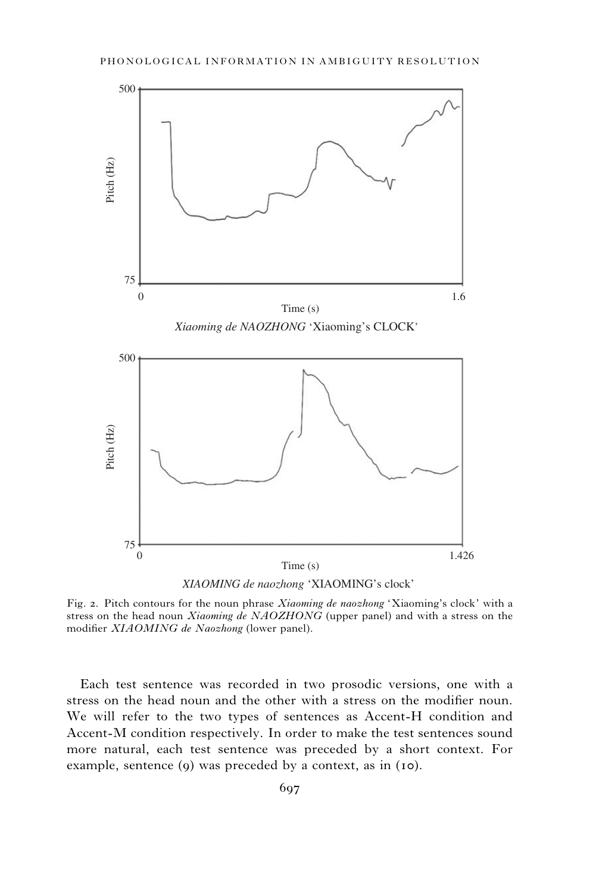*Xiaoming de NAOZHONG* 'Xiaoming's CLOCK'

*XIAOMING de naozhong* 'XIAOMING's clock'

Fig. 2. Pitch contours for the noun phrase *Xiaoming de naozhong* 'Xiaoming's clock' with a stress on the head noun *Xiaoming de NAOZHONG* (upper panel) and with a stress on the modifier *XIAOMING de Naozhong* (lower panel).

Each test sentence was recorded in two prosodic versions, one with a stress on the head noun and the other with a stress on the modifier noun. We will refer to the two types of sentences as Accent-H condition and Accent-M condition respectively. In order to make the test sentences sound more natural, each test sentence was preceded by a short context. For example, sentence (9) was preceded by a context, as in (10).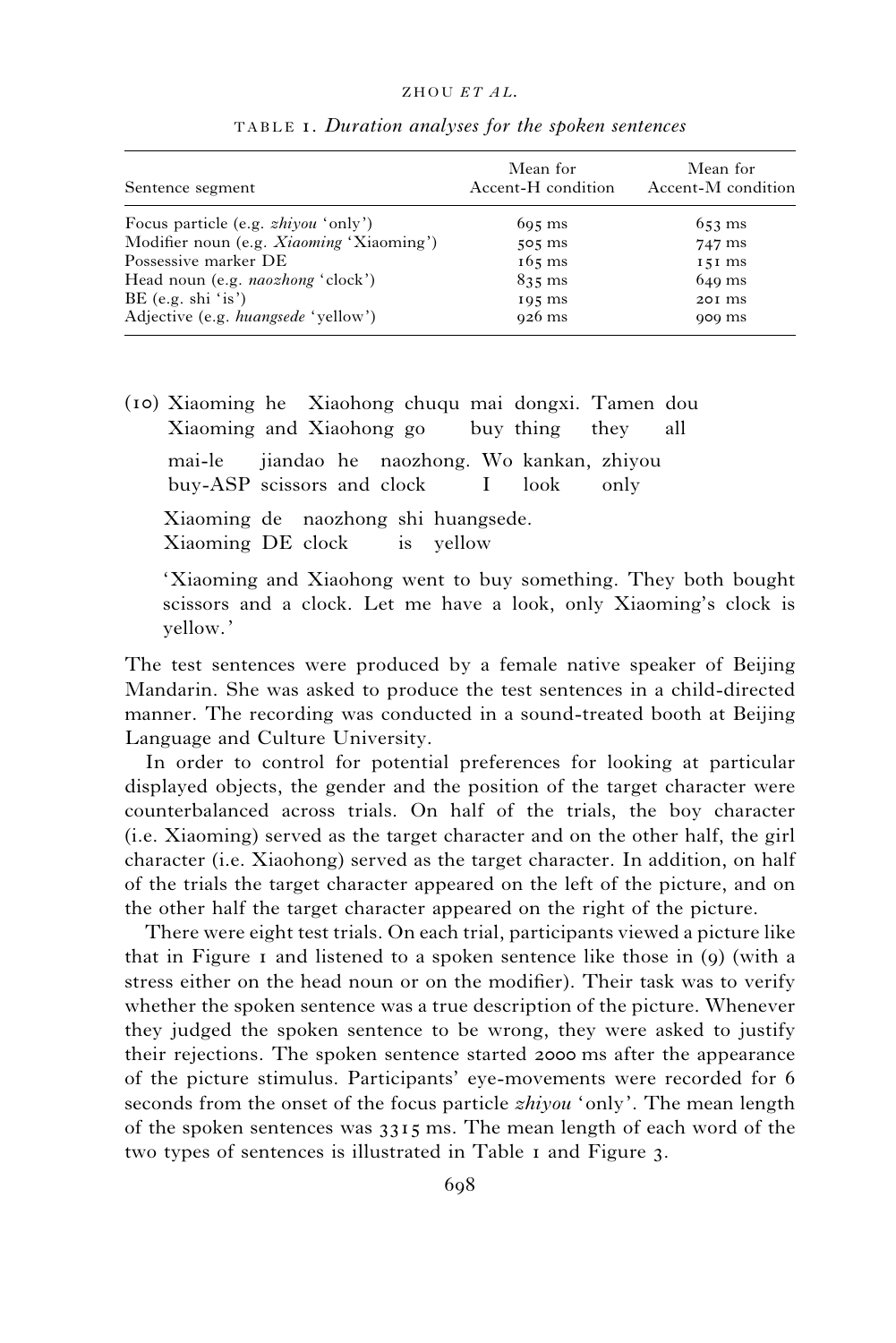TABLE 1. *Duration analyses for the spoken sentences*

| Sentence segment | Mean for Accent-H condition | Mean for Accent-M condition |
|---|---|---|
| Focus particle (e.g. *zhiyou* 'only') | 695 ms | 653 ms |
| Modifier noun (e.g. *Xiaoming* 'Xiaoming') | 505 ms | 747 ms |
| Possessive marker DE | 165 ms | 151 ms |
| Head noun (e.g. *naozhong* 'clock') | 835 ms | 649 ms |
| BE (e.g. shi 'is') | 195 ms | 201 ms |
| Adjective (e.g. *huangsede* 'yellow') | 926 ms | 909 ms |

(10) Xiaoming he Xiaohong chuqu mai dongxi. Tamen dou
Xiaoming and Xiaohong go buy thing they all

mai-le jiandao he naozhong. Wo kankan, zhiyou
buy-ASP scissors and clock I look only

Xiaoming de naozhong shi huangsede.
Xiaoming DE clock is yellow

'Xiaoming and Xiaohong went to buy something. They both bought scissors and a clock. Let me have a look, only Xiaoming's clock is yellow.'

The test sentences were produced by a female native speaker of Beijing Mandarin. She was asked to produce the test sentences in a child-directed manner. The recording was conducted in a sound-treated booth at Beijing Language and Culture University.

In order to control for potential preferences for looking at particular displayed objects, the gender and the position of the target character were counterbalanced across trials. On half of the trials, the boy character (i.e. Xiaoming) served as the target character and on the other half, the girl character (i.e. Xiaohong) served as the target character. In addition, on half of the trials the target character appeared on the left of the picture, and on the other half the target character appeared on the right of the picture.

There were eight test trials. On each trial, participants viewed a picture like that in Figure 1 and listened to a spoken sentence like those in (9) (with a stress either on the head noun or on the modifier). Their task was to verify whether the spoken sentence was a true description of the picture. Whenever they judged the spoken sentence to be wrong, they were asked to justify their rejections. The spoken sentence started 2000 ms after the appearance of the picture stimulus. Participants' eye-movements were recorded for 6 seconds from the onset of the focus particle *zhiyou* 'only'. The mean length of the spoken sentences was 3315 ms. The mean length of each word of the two types of sentences is illustrated in Table 1 and Figure 3.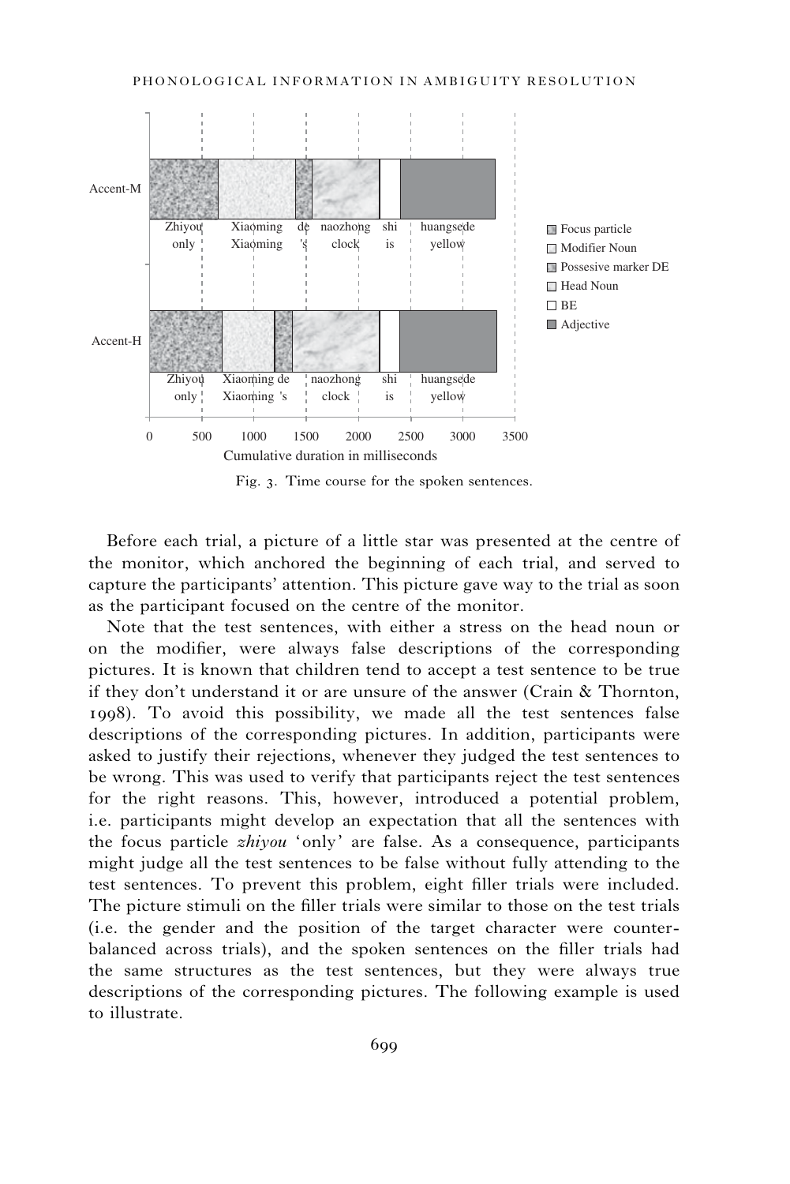Fig. 3. Time course for the spoken sentences.

Before each trial, a picture of a little star was presented at the centre of the monitor, which anchored the beginning of each trial, and served to capture the participants' attention. This picture gave way to the trial as soon as the participant focused on the centre of the monitor.

Note that the test sentences, with either a stress on the head noun or on the modifier, were always false descriptions of the corresponding pictures. It is known that children tend to accept a test sentence to be true if they don't understand it or are unsure of the answer (Crain & Thornton, 1998). To avoid this possibility, we made all the test sentences false descriptions of the corresponding pictures. In addition, participants were asked to justify their rejections, whenever they judged the test sentences to be wrong. This was used to verify that participants reject the test sentences for the right reasons. This, however, introduced a potential problem, i.e. participants might develop an expectation that all the sentences with the focus particle *zhiyou* 'only' are false. As a consequence, participants might judge all the test sentences to be false without fully attending to the test sentences. To prevent this problem, eight filler trials were included. The picture stimuli on the filler trials were similar to those on the test trials (i.e. the gender and the position of the target character were counter-balanced across trials), and the spoken sentences on the filler trials had the same structures as the test sentences, but they were always true descriptions of the corresponding pictures. The following example is used to illustrate.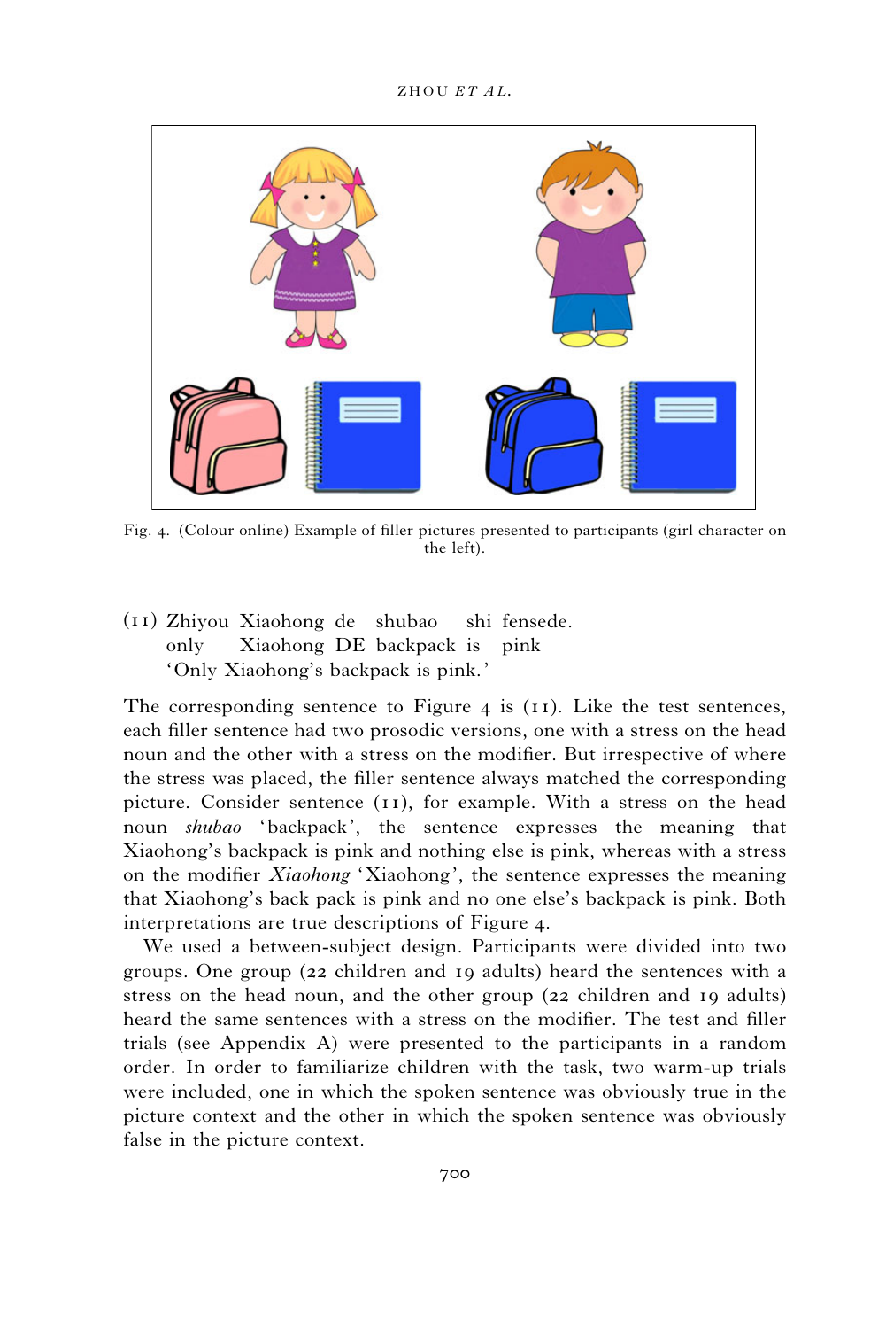Fig. 4. (Colour online) Example of filler pictures presented to participants (girl character on the left).

(11) Zhiyou Xiaohong de shubao shi fensede.
     only Xiaohong DE backpack is pink
     'Only Xiaohong's backpack is pink.'

The corresponding sentence to Figure 4 is (11). Like the test sentences, each filler sentence had two prosodic versions, one with a stress on the head noun and the other with a stress on the modifier. But irrespective of where the stress was placed, the filler sentence always matched the corresponding picture. Consider sentence (11), for example. With a stress on the head noun *shubao* 'backpack', the sentence expresses the meaning that Xiaohong's backpack is pink and nothing else is pink, whereas with a stress on the modifier *Xiaohong* 'Xiaohong', the sentence expresses the meaning that Xiaohong's back pack is pink and no one else's backpack is pink. Both interpretations are true descriptions of Figure 4.

We used a between-subject design. Participants were divided into two groups. One group (22 children and 19 adults) heard the sentences with a stress on the head noun, and the other group (22 children and 19 adults) heard the same sentences with a stress on the modifier. The test and filler trials (see Appendix A) were presented to the participants in a random order. In order to familiarize children with the task, two warm-up trials were included, one in which the spoken sentence was obviously true in the picture context and the other in which the spoken sentence was obviously false in the picture context.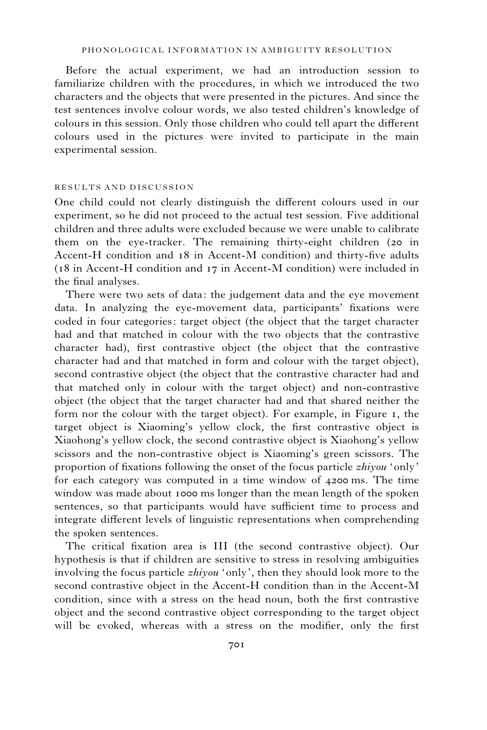Before the actual experiment, we had an introduction session to familiarize children with the procedures, in which we introduced the two characters and the objects that were presented in the pictures. And since the test sentences involve colour words, we also tested children's knowledge of colours in this session. Only those children who could tell apart the different colours used in the pictures were invited to participate in the main experimental session.

### RESULTS AND DISCUSSION

One child could not clearly distinguish the different colours used in our experiment, so he did not proceed to the actual test session. Five additional children and three adults were excluded because we were unable to calibrate them on the eye-tracker. The remaining thirty-eight children (20 in Accent-H condition and 18 in Accent-M condition) and thirty-five adults (18 in Accent-H condition and 17 in Accent-M condition) were included in the final analyses.

There were two sets of data: the judgement data and the eye movement data. In analyzing the eye-movement data, participants' fixations were coded in four categories: target object (the object that the target character had and that matched in colour with the two objects that the contrastive character had), first contrastive object (the object that the contrastive character had and that matched in form and colour with the target object), second contrastive object (the object that the contrastive character had and that matched only in colour with the target object) and non-contrastive object (the object that the target character had and that shared neither the form nor the colour with the target object). For example, in Figure 1, the target object is Xiaoming's yellow clock, the first contrastive object is Xiaohong's yellow clock, the second contrastive object is Xiaohong's yellow scissors and the non-contrastive object is Xiaoming's green scissors. The proportion of fixations following the onset of the focus particle *zhiyou* 'only' for each category was computed in a time window of 4200 ms. The time window was made about 1000 ms longer than the mean length of the spoken sentences, so that participants would have sufficient time to process and integrate different levels of linguistic representations when comprehending the spoken sentences.

The critical fixation area is III (the second contrastive object). Our hypothesis is that if children are sensitive to stress in resolving ambiguities involving the focus particle *zhiyou* 'only', then they should look more to the second contrastive object in the Accent-H condition than in the Accent-M condition, since with a stress on the head noun, both the first contrastive object and the second contrastive object corresponding to the target object will be evoked, whereas with a stress on the modifier, only the first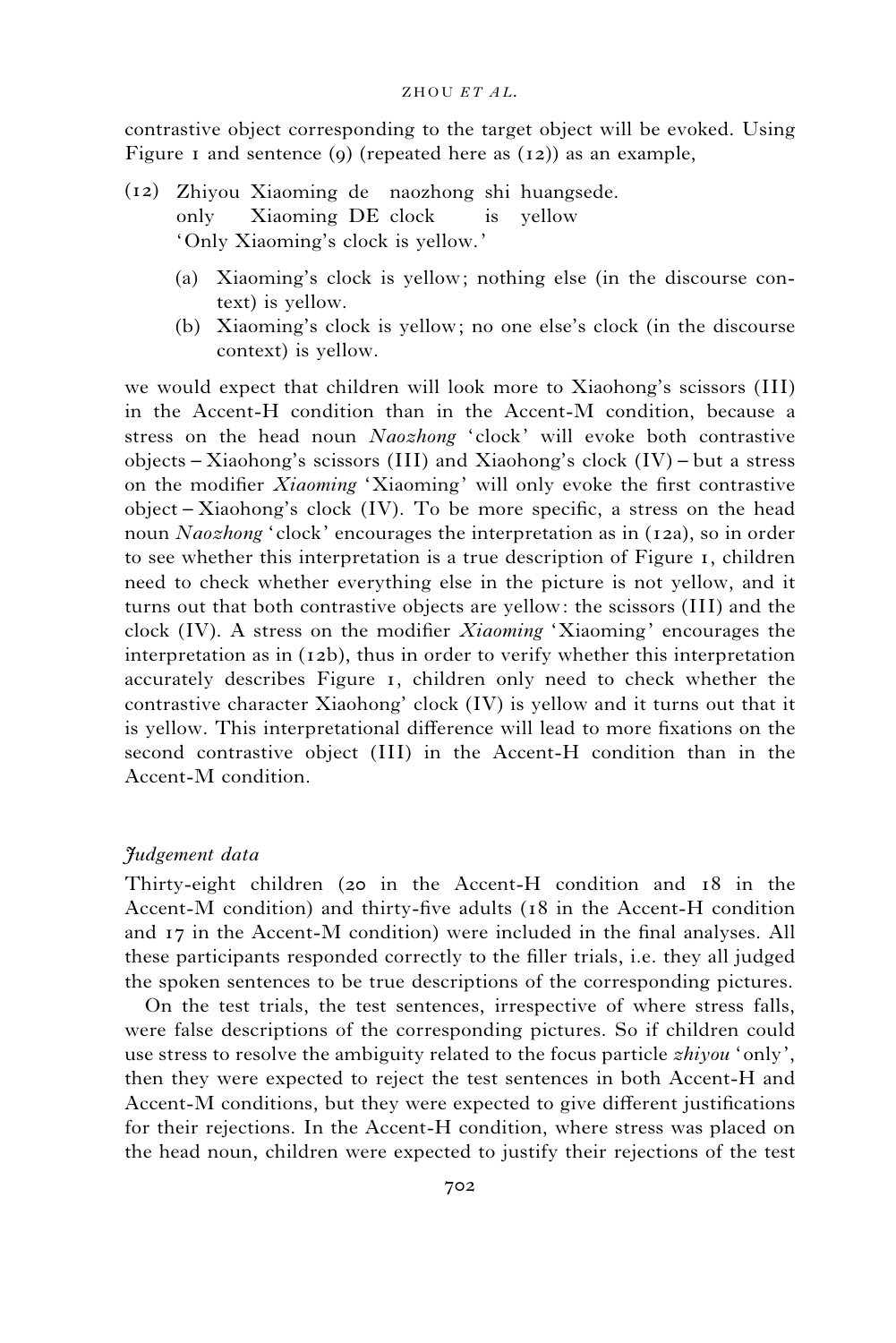contrastive object corresponding to the target object will be evoked. Using Figure 1 and sentence (9) (repeated here as (12)) as an example,

(12) Zhiyou Xiaoming de naozhong shi huangsede.
     only Xiaoming DE clock is yellow
     'Only Xiaoming's clock is yellow.'

   (a) Xiaoming's clock is yellow; nothing else (in the discourse context) is yellow.
   (b) Xiaoming's clock is yellow; no one else's clock (in the discourse context) is yellow.

we would expect that children will look more to Xiaohong's scissors (III) in the Accent-H condition than in the Accent-M condition, because a stress on the head noun *Naozhong* 'clock' will evoke both contrastive objects – Xiaohong's scissors (III) and Xiaohong's clock (IV) – but a stress on the modifier *Xiaoming* 'Xiaoming' will only evoke the first contrastive object – Xiaohong's clock (IV). To be more specific, a stress on the head noun *Naozhong* 'clock' encourages the interpretation as in (12a), so in order to see whether this interpretation is a true description of Figure 1, children need to check whether everything else in the picture is not yellow, and it turns out that both contrastive objects are yellow: the scissors (III) and the clock (IV). A stress on the modifier *Xiaoming* 'Xiaoming' encourages the interpretation as in (12b), thus in order to verify whether this interpretation accurately describes Figure 1, children only need to check whether the contrastive character Xiaohong' clock (IV) is yellow and it turns out that it is yellow. This interpretational difference will lead to more fixations on the second contrastive object (III) in the Accent-H condition than in the Accent-M condition.

### *Judgement data*

Thirty-eight children (20 in the Accent-H condition and 18 in the Accent-M condition) and thirty-five adults (18 in the Accent-H condition and 17 in the Accent-M condition) were included in the final analyses. All these participants responded correctly to the filler trials, i.e. they all judged the spoken sentences to be true descriptions of the corresponding pictures.

On the test trials, the test sentences, irrespective of where stress falls, were false descriptions of the corresponding pictures. So if children could use stress to resolve the ambiguity related to the focus particle *zhiyou* 'only', then they were expected to reject the test sentences in both Accent-H and Accent-M conditions, but they were expected to give different justifications for their rejections. In the Accent-H condition, where stress was placed on the head noun, children were expected to justify their rejections of the test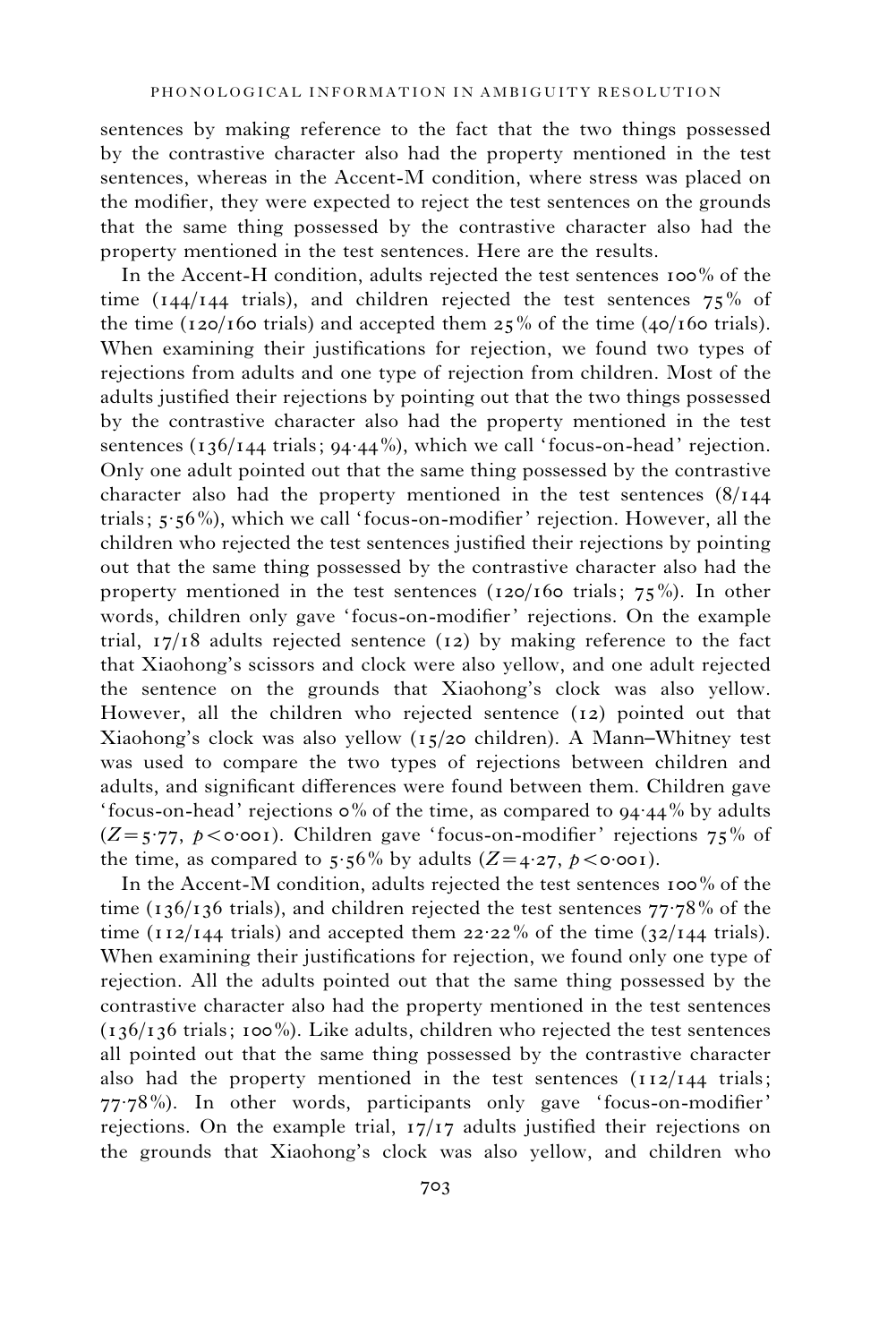sentences by making reference to the fact that the two things possessed by the contrastive character also had the property mentioned in the test sentences, whereas in the Accent-M condition, where stress was placed on the modifier, they were expected to reject the test sentences on the grounds that the same thing possessed by the contrastive character also had the property mentioned in the test sentences. Here are the results.

In the Accent-H condition, adults rejected the test sentences 100% of the time (144/144 trials), and children rejected the test sentences 75% of the time (120/160 trials) and accepted them 25% of the time (40/160 trials). When examining their justifications for rejection, we found two types of rejections from adults and one type of rejection from children. Most of the adults justified their rejections by pointing out that the two things possessed by the contrastive character also had the property mentioned in the test sentences (136/144 trials; 94·44%), which we call 'focus-on-head' rejection. Only one adult pointed out that the same thing possessed by the contrastive character also had the property mentioned in the test sentences (8/144 trials; 5·56%), which we call 'focus-on-modifier' rejection. However, all the children who rejected the test sentences justified their rejections by pointing out that the same thing possessed by the contrastive character also had the property mentioned in the test sentences (120/160 trials; 75%). In other words, children only gave 'focus-on-modifier' rejections. On the example trial, 17/18 adults rejected sentence (12) by making reference to the fact that Xiaohong's scissors and clock were also yellow, and one adult rejected the sentence on the grounds that Xiaohong's clock was also yellow. However, all the children who rejected sentence (12) pointed out that Xiaohong's clock was also yellow (15/20 children). A Mann–Whitney test was used to compare the two types of rejections between children and adults, and significant differences were found between them. Children gave 'focus-on-head' rejections 0% of the time, as compared to 94·44% by adults ($Z=5{\cdot}77$, $p<0{\cdot}001$). Children gave 'focus-on-modifier' rejections 75% of the time, as compared to 5·56% by adults ($Z=4{\cdot}27$, $p<0{\cdot}001$).

In the Accent-M condition, adults rejected the test sentences 100% of the time (136/136 trials), and children rejected the test sentences 77·78% of the time (112/144 trials) and accepted them 22·22% of the time (32/144 trials). When examining their justifications for rejection, we found only one type of rejection. All the adults pointed out that the same thing possessed by the contrastive character also had the property mentioned in the test sentences (136/136 trials; 100%). Like adults, children who rejected the test sentences all pointed out that the same thing possessed by the contrastive character also had the property mentioned in the test sentences (112/144 trials; 77·78%). In other words, participants only gave 'focus-on-modifier' rejections. On the example trial, 17/17 adults justified their rejections on the grounds that Xiaohong's clock was also yellow, and children who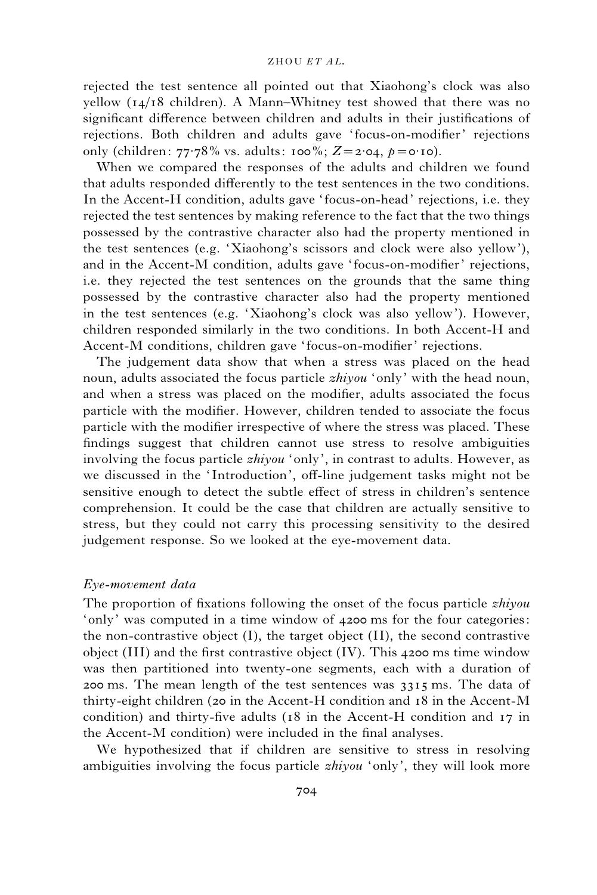rejected the test sentence all pointed out that Xiaohong's clock was also yellow (14/18 children). A Mann–Whitney test showed that there was no significant difference between children and adults in their justifications of rejections. Both children and adults gave 'focus-on-modifier' rejections only (children: 77·78% vs. adults: 100%; $Z=2{\cdot}04$, $p=0{\cdot}10$).

When we compared the responses of the adults and children we found that adults responded differently to the test sentences in the two conditions. In the Accent-H condition, adults gave 'focus-on-head' rejections, i.e. they rejected the test sentences by making reference to the fact that the two things possessed by the contrastive character also had the property mentioned in the test sentences (e.g. 'Xiaohong's scissors and clock were also yellow'), and in the Accent-M condition, adults gave 'focus-on-modifier' rejections, i.e. they rejected the test sentences on the grounds that the same thing possessed by the contrastive character also had the property mentioned in the test sentences (e.g. 'Xiaohong's clock was also yellow'). However, children responded similarly in the two conditions. In both Accent-H and Accent-M conditions, children gave 'focus-on-modifier' rejections.

The judgement data show that when a stress was placed on the head noun, adults associated the focus particle *zhiyou* 'only' with the head noun, and when a stress was placed on the modifier, adults associated the focus particle with the modifier. However, children tended to associate the focus particle with the modifier irrespective of where the stress was placed. These findings suggest that children cannot use stress to resolve ambiguities involving the focus particle *zhiyou* 'only', in contrast to adults. However, as we discussed in the 'Introduction', off-line judgement tasks might not be sensitive enough to detect the subtle effect of stress in children's sentence comprehension. It could be the case that children are actually sensitive to stress, but they could not carry this processing sensitivity to the desired judgement response. So we looked at the eye-movement data.

### *Eye-movement data*

The proportion of fixations following the onset of the focus particle *zhiyou* 'only' was computed in a time window of 4200 ms for the four categories: the non-contrastive object (I), the target object (II), the second contrastive object (III) and the first contrastive object (IV). This 4200 ms time window was then partitioned into twenty-one segments, each with a duration of 200 ms. The mean length of the test sentences was 3315 ms. The data of thirty-eight children (20 in the Accent-H condition and 18 in the Accent-M condition) and thirty-five adults (18 in the Accent-H condition and 17 in the Accent-M condition) were included in the final analyses.

We hypothesized that if children are sensitive to stress in resolving ambiguities involving the focus particle *zhiyou* 'only', they will look more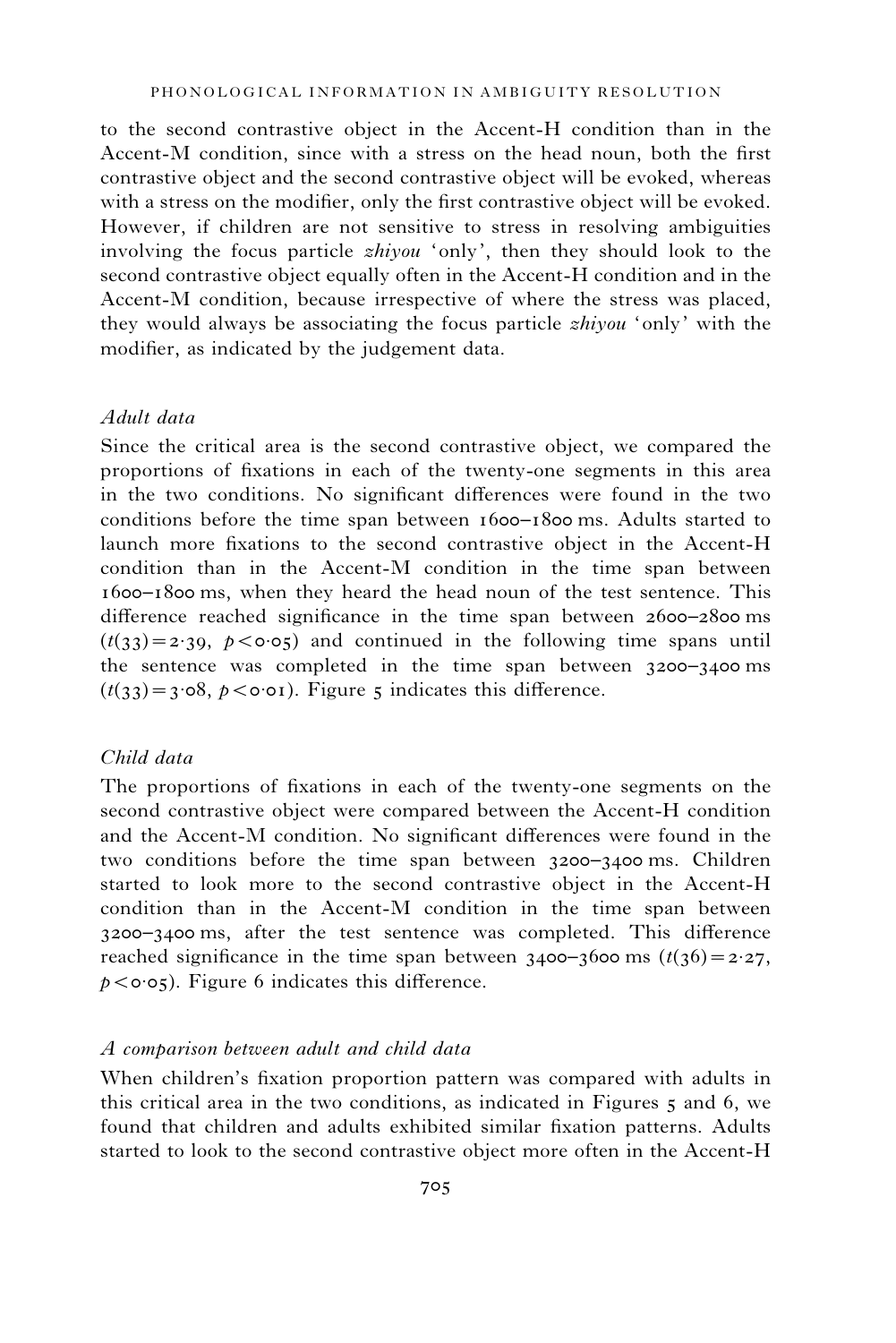to the second contrastive object in the Accent-H condition than in the Accent-M condition, since with a stress on the head noun, both the first contrastive object and the second contrastive object will be evoked, whereas with a stress on the modifier, only the first contrastive object will be evoked. However, if children are not sensitive to stress in resolving ambiguities involving the focus particle *zhiyou* 'only', then they should look to the second contrastive object equally often in the Accent-H condition and in the Accent-M condition, because irrespective of where the stress was placed, they would always be associating the focus particle *zhiyou* 'only' with the modifier, as indicated by the judgement data.

### *Adult data*

Since the critical area is the second contrastive object, we compared the proportions of fixations in each of the twenty-one segments in this area in the two conditions. No significant differences were found in the two conditions before the time span between 1600–1800 ms. Adults started to launch more fixations to the second contrastive object in the Accent-H condition than in the Accent-M condition in the time span between 1600–1800 ms, when they heard the head noun of the test sentence. This difference reached significance in the time span between 2600–2800 ms ($t(33) = 2{\cdot}39$, $p < 0{\cdot}05$) and continued in the following time spans until the sentence was completed in the time span between 3200–3400 ms ($t(33) = 3{\cdot}08$, $p < 0{\cdot}01$). Figure 5 indicates this difference.

### *Child data*

The proportions of fixations in each of the twenty-one segments on the second contrastive object were compared between the Accent-H condition and the Accent-M condition. No significant differences were found in the two conditions before the time span between 3200–3400 ms. Children started to look more to the second contrastive object in the Accent-H condition than in the Accent-M condition in the time span between 3200–3400 ms, after the test sentence was completed. This difference reached significance in the time span between 3400–3600 ms ($t(36) = 2{\cdot}27$, $p < 0{\cdot}05$). Figure 6 indicates this difference.

### *A comparison between adult and child data*

When children's fixation proportion pattern was compared with adults in this critical area in the two conditions, as indicated in Figures 5 and 6, we found that children and adults exhibited similar fixation patterns. Adults started to look to the second contrastive object more often in the Accent-H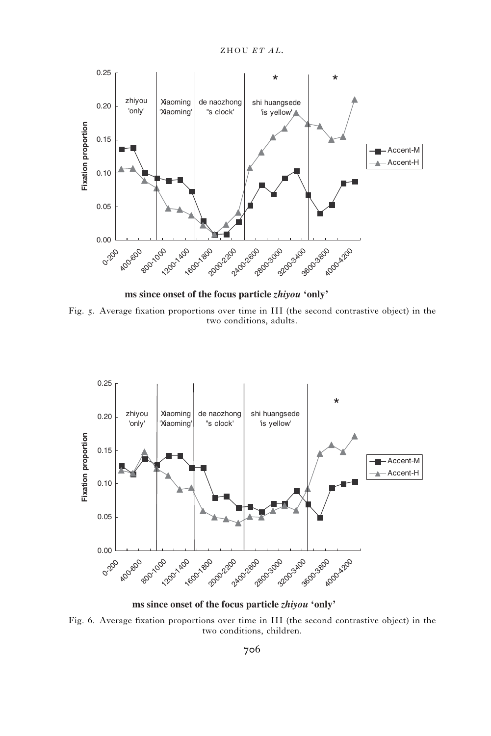Fig. 5. Average fixation proportions over time in III (the second contrastive object) in the two conditions, adults.

Fig. 6. Average fixation proportions over time in III (the second contrastive object) in the two conditions, children.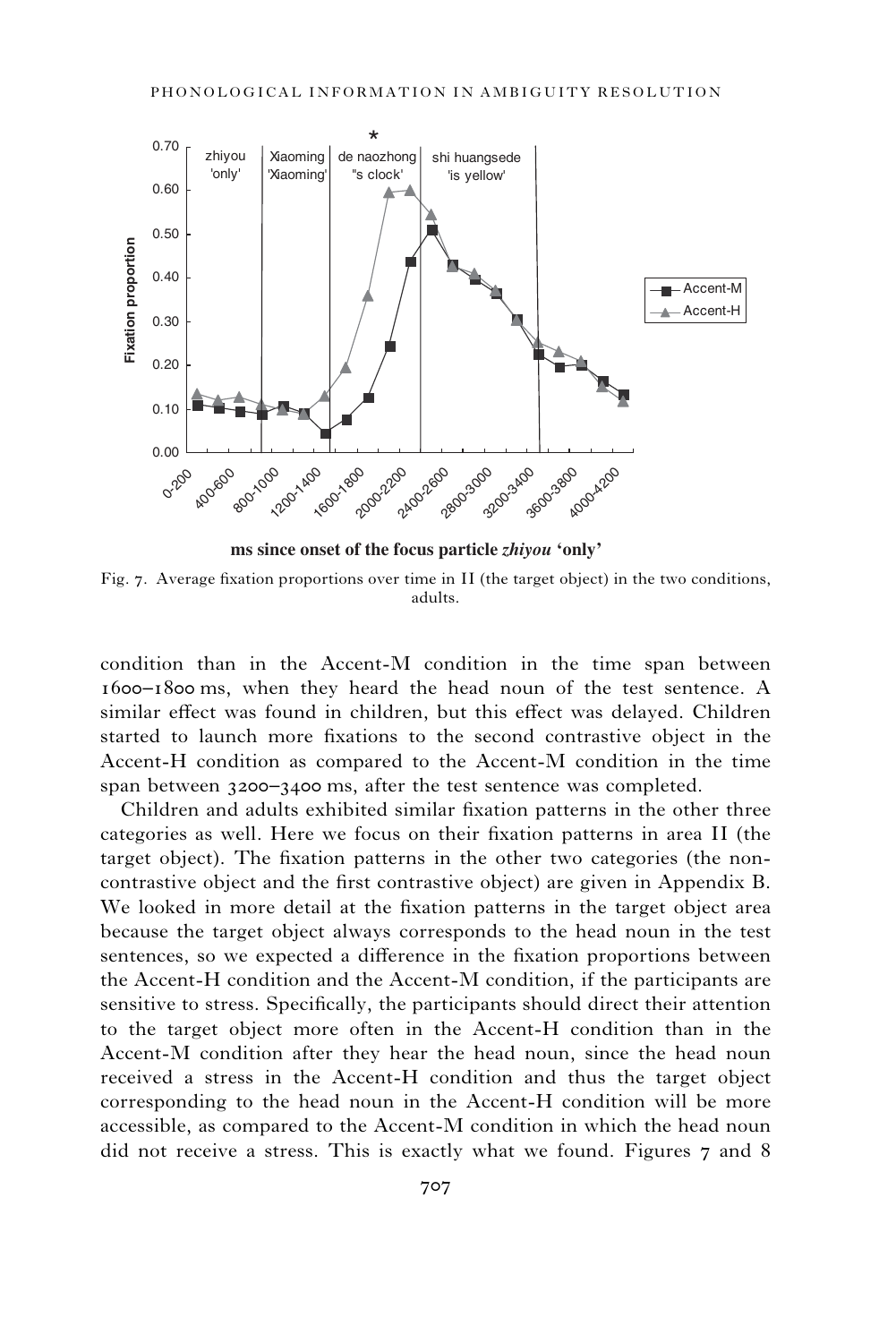Fig. 7. Average fixation proportions over time in II (the target object) in the two conditions, adults.

condition than in the Accent-M condition in the time span between 1600–1800 ms, when they heard the head noun of the test sentence. A similar effect was found in children, but this effect was delayed. Children started to launch more fixations to the second contrastive object in the Accent-H condition as compared to the Accent-M condition in the time span between 3200–3400 ms, after the test sentence was completed.

Children and adults exhibited similar fixation patterns in the other three categories as well. Here we focus on their fixation patterns in area II (the target object). The fixation patterns in the other two categories (the non-contrastive object and the first contrastive object) are given in Appendix B. We looked in more detail at the fixation patterns in the target object area because the target object always corresponds to the head noun in the test sentences, so we expected a difference in the fixation proportions between the Accent-H condition and the Accent-M condition, if the participants are sensitive to stress. Specifically, the participants should direct their attention to the target object more often in the Accent-H condition than in the Accent-M condition after they hear the head noun, since the head noun received a stress in the Accent-H condition and thus the target object corresponding to the head noun in the Accent-H condition will be more accessible, as compared to the Accent-M condition in which the head noun did not receive a stress. This is exactly what we found. Figures 7 and 8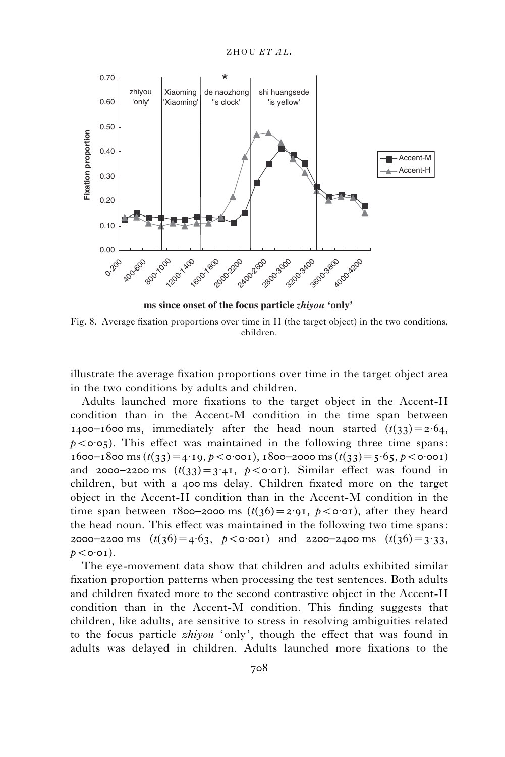Fig. 8. Average fixation proportions over time in II (the target object) in the two conditions, children.

illustrate the average fixation proportions over time in the target object area in the two conditions by adults and children.

Adults launched more fixations to the target object in the Accent-H condition than in the Accent-M condition in the time span between 1400–1600 ms, immediately after the head noun started ($t(33) = 2{\cdot}64$, $p < 0{\cdot}05$). This effect was maintained in the following three time spans: 1600–1800 ms ($t(33) = 4{\cdot}19$, $p < 0{\cdot}001$), 1800–2000 ms ($t(33) = 5{\cdot}65$, $p < 0{\cdot}001$) and 2000–2200 ms ($t(33) = 3{\cdot}41$, $p < 0{\cdot}01$). Similar effect was found in children, but with a 400 ms delay. Children fixated more on the target object in the Accent-H condition than in the Accent-M condition in the time span between 1800–2000 ms ($t(36) = 2{\cdot}91$, $p < 0{\cdot}01$), after they heard the head noun. This effect was maintained in the following two time spans: 2000–2200 ms ($t(36) = 4{\cdot}63$, $p < 0{\cdot}001$) and 2200–2400 ms ($t(36) = 3{\cdot}33$, $p < 0{\cdot}01$).

The eye-movement data show that children and adults exhibited similar fixation proportion patterns when processing the test sentences. Both adults and children fixated more to the second contrastive object in the Accent-H condition than in the Accent-M condition. This finding suggests that children, like adults, are sensitive to stress in resolving ambiguities related to the focus particle *zhiyou* 'only', though the effect that was found in adults was delayed in children. Adults launched more fixations to the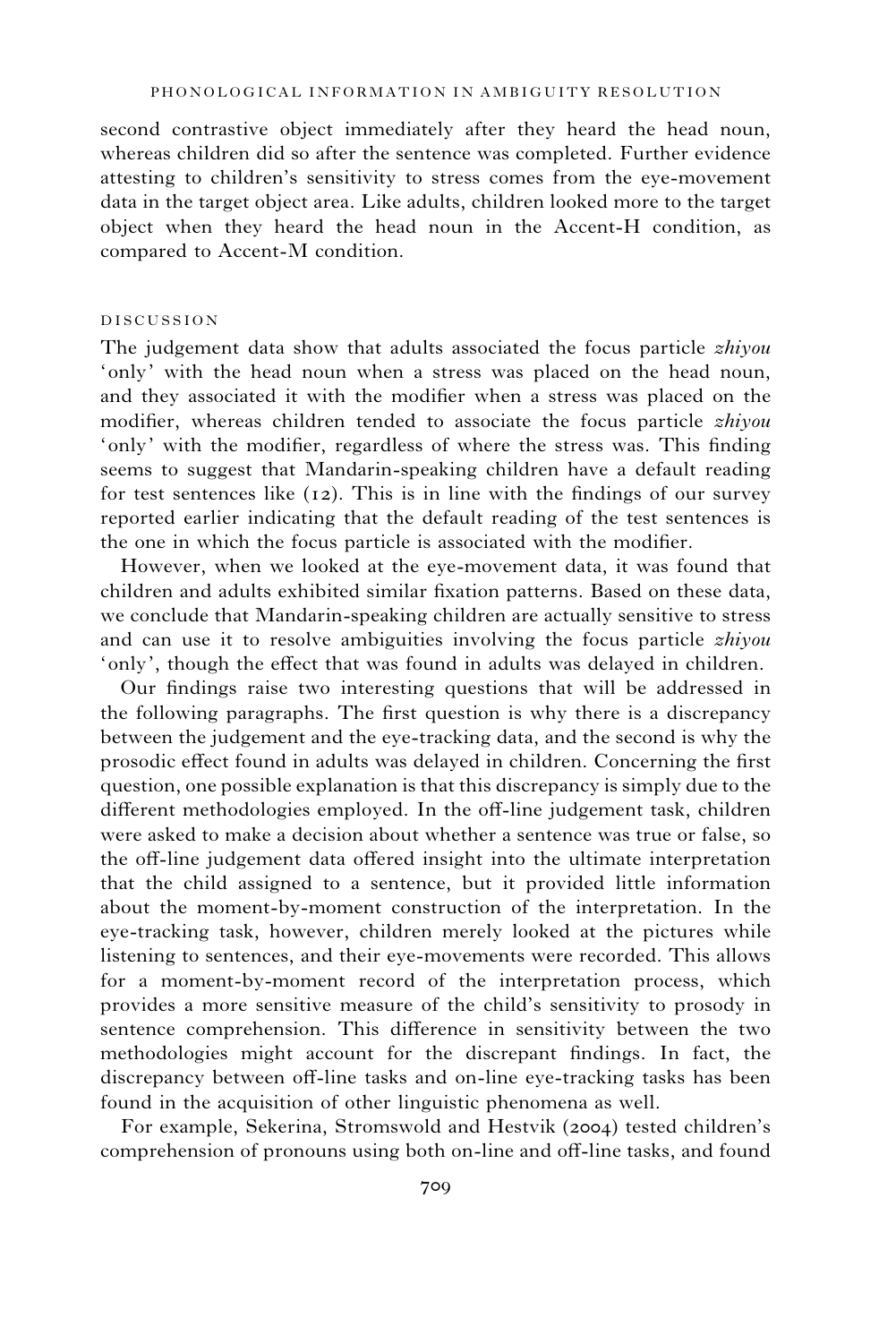second contrastive object immediately after they heard the head noun, whereas children did so after the sentence was completed. Further evidence attesting to children's sensitivity to stress comes from the eye-movement data in the target object area. Like adults, children looked more to the target object when they heard the head noun in the Accent-H condition, as compared to Accent-M condition.

### DISCUSSION

The judgement data show that adults associated the focus particle *zhiyou* 'only' with the head noun when a stress was placed on the head noun, and they associated it with the modifier when a stress was placed on the modifier, whereas children tended to associate the focus particle *zhiyou* 'only' with the modifier, regardless of where the stress was. This finding seems to suggest that Mandarin-speaking children have a default reading for test sentences like (12). This is in line with the findings of our survey reported earlier indicating that the default reading of the test sentences is the one in which the focus particle is associated with the modifier.

However, when we looked at the eye-movement data, it was found that children and adults exhibited similar fixation patterns. Based on these data, we conclude that Mandarin-speaking children are actually sensitive to stress and can use it to resolve ambiguities involving the focus particle *zhiyou* 'only', though the effect that was found in adults was delayed in children.

Our findings raise two interesting questions that will be addressed in the following paragraphs. The first question is why there is a discrepancy between the judgement and the eye-tracking data, and the second is why the prosodic effect found in adults was delayed in children. Concerning the first question, one possible explanation is that this discrepancy is simply due to the different methodologies employed. In the off-line judgement task, children were asked to make a decision about whether a sentence was true or false, so the off-line judgement data offered insight into the ultimate interpretation that the child assigned to a sentence, but it provided little information about the moment-by-moment construction of the interpretation. In the eye-tracking task, however, children merely looked at the pictures while listening to sentences, and their eye-movements were recorded. This allows for a moment-by-moment record of the interpretation process, which provides a more sensitive measure of the child's sensitivity to prosody in sentence comprehension. This difference in sensitivity between the two methodologies might account for the discrepant findings. In fact, the discrepancy between off-line tasks and on-line eye-tracking tasks has been found in the acquisition of other linguistic phenomena as well.

For example, Sekerina, Stromswold and Hestvik (2004) tested children's comprehension of pronouns using both on-line and off-line tasks, and found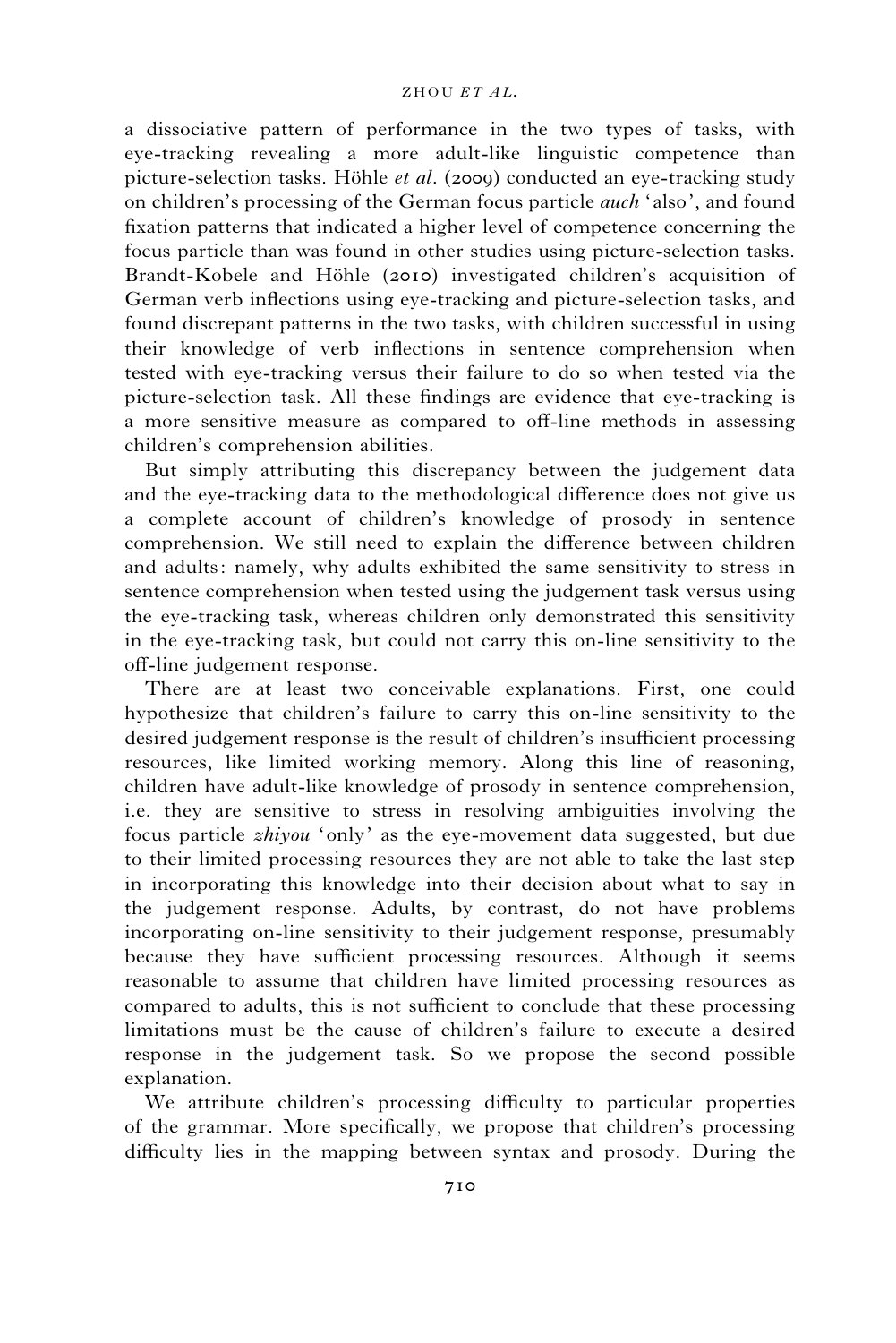a dissociative pattern of performance in the two types of tasks, with eye-tracking revealing a more adult-like linguistic competence than picture-selection tasks. Höhle *et al*. (2009) conducted an eye-tracking study on children's processing of the German focus particle *auch* 'also', and found fixation patterns that indicated a higher level of competence concerning the focus particle than was found in other studies using picture-selection tasks. Brandt-Kobele and Höhle (2010) investigated children's acquisition of German verb inflections using eye-tracking and picture-selection tasks, and found discrepant patterns in the two tasks, with children successful in using their knowledge of verb inflections in sentence comprehension when tested with eye-tracking versus their failure to do so when tested via the picture-selection task. All these findings are evidence that eye-tracking is a more sensitive measure as compared to off-line methods in assessing children's comprehension abilities.

But simply attributing this discrepancy between the judgement data and the eye-tracking data to the methodological difference does not give us a complete account of children's knowledge of prosody in sentence comprehension. We still need to explain the difference between children and adults: namely, why adults exhibited the same sensitivity to stress in sentence comprehension when tested using the judgement task versus using the eye-tracking task, whereas children only demonstrated this sensitivity in the eye-tracking task, but could not carry this on-line sensitivity to the off-line judgement response.

There are at least two conceivable explanations. First, one could hypothesize that children's failure to carry this on-line sensitivity to the desired judgement response is the result of children's insufficient processing resources, like limited working memory. Along this line of reasoning, children have adult-like knowledge of prosody in sentence comprehension, i.e. they are sensitive to stress in resolving ambiguities involving the focus particle *zhiyou* 'only' as the eye-movement data suggested, but due to their limited processing resources they are not able to take the last step in incorporating this knowledge into their decision about what to say in the judgement response. Adults, by contrast, do not have problems incorporating on-line sensitivity to their judgement response, presumably because they have sufficient processing resources. Although it seems reasonable to assume that children have limited processing resources as compared to adults, this is not sufficient to conclude that these processing limitations must be the cause of children's failure to execute a desired response in the judgement task. So we propose the second possible explanation.

We attribute children's processing difficulty to particular properties of the grammar. More specifically, we propose that children's processing difficulty lies in the mapping between syntax and prosody. During the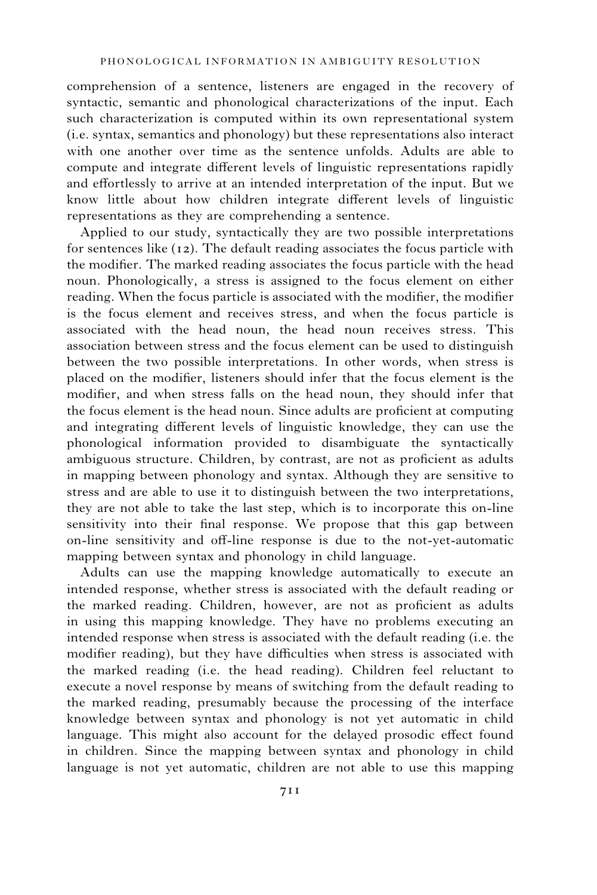comprehension of a sentence, listeners are engaged in the recovery of syntactic, semantic and phonological characterizations of the input. Each such characterization is computed within its own representational system (i.e. syntax, semantics and phonology) but these representations also interact with one another over time as the sentence unfolds. Adults are able to compute and integrate different levels of linguistic representations rapidly and effortlessly to arrive at an intended interpretation of the input. But we know little about how children integrate different levels of linguistic representations as they are comprehending a sentence.

Applied to our study, syntactically they are two possible interpretations for sentences like (12). The default reading associates the focus particle with the modifier. The marked reading associates the focus particle with the head noun. Phonologically, a stress is assigned to the focus element on either reading. When the focus particle is associated with the modifier, the modifier is the focus element and receives stress, and when the focus particle is associated with the head noun, the head noun receives stress. This association between stress and the focus element can be used to distinguish between the two possible interpretations. In other words, when stress is placed on the modifier, listeners should infer that the focus element is the modifier, and when stress falls on the head noun, they should infer that the focus element is the head noun. Since adults are proficient at computing and integrating different levels of linguistic knowledge, they can use the phonological information provided to disambiguate the syntactically ambiguous structure. Children, by contrast, are not as proficient as adults in mapping between phonology and syntax. Although they are sensitive to stress and are able to use it to distinguish between the two interpretations, they are not able to take the last step, which is to incorporate this on-line sensitivity into their final response. We propose that this gap between on-line sensitivity and off-line response is due to the not-yet-automatic mapping between syntax and phonology in child language.

Adults can use the mapping knowledge automatically to execute an intended response, whether stress is associated with the default reading or the marked reading. Children, however, are not as proficient as adults in using this mapping knowledge. They have no problems executing an intended response when stress is associated with the default reading (i.e. the modifier reading), but they have difficulties when stress is associated with the marked reading (i.e. the head reading). Children feel reluctant to execute a novel response by means of switching from the default reading to the marked reading, presumably because the processing of the interface knowledge between syntax and phonology is not yet automatic in child language. This might also account for the delayed prosodic effect found in children. Since the mapping between syntax and phonology in child language is not yet automatic, children are not able to use this mapping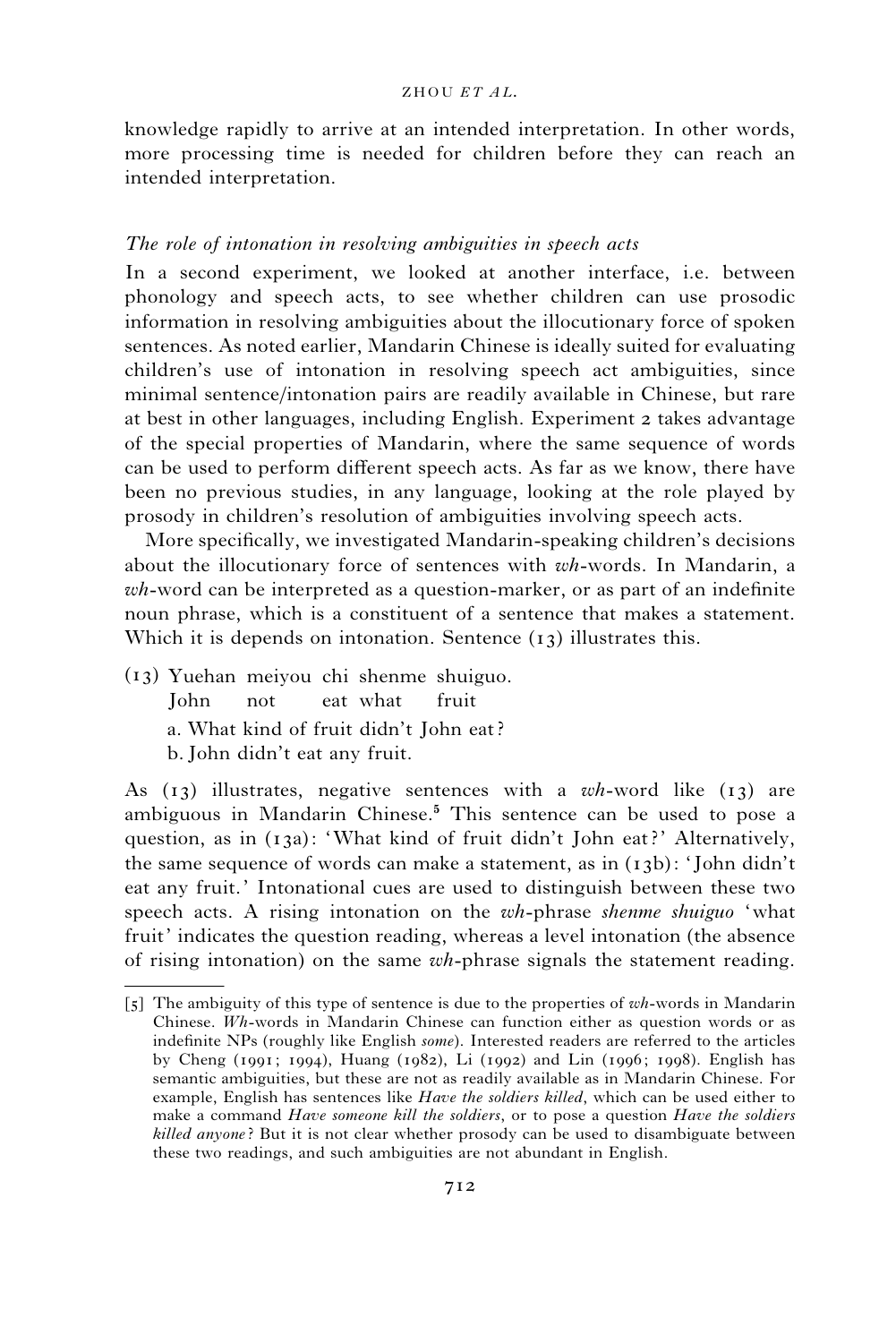knowledge rapidly to arrive at an intended interpretation. In other words, more processing time is needed for children before they can reach an intended interpretation.

### *The role of intonation in resolving ambiguities in speech acts*

In a second experiment, we looked at another interface, i.e. between phonology and speech acts, to see whether children can use prosodic information in resolving ambiguities about the illocutionary force of spoken sentences. As noted earlier, Mandarin Chinese is ideally suited for evaluating children's use of intonation in resolving speech act ambiguities, since minimal sentence/intonation pairs are readily available in Chinese, but rare at best in other languages, including English. Experiment 2 takes advantage of the special properties of Mandarin, where the same sequence of words can be used to perform different speech acts. As far as we know, there have been no previous studies, in any language, looking at the role played by prosody in children's resolution of ambiguities involving speech acts.

More specifically, we investigated Mandarin-speaking children's decisions about the illocutionary force of sentences with *wh*-words. In Mandarin, a *wh*-word can be interpreted as a question-marker, or as part of an indefinite noun phrase, which is a constituent of a sentence that makes a statement. Which it is depends on intonation. Sentence (13) illustrates this.

(13) Yuehan meiyou chi shenme shuiguo.
  John  not  eat what  fruit
  a. What kind of fruit didn't John eat?
  b. John didn't eat any fruit.

As (13) illustrates, negative sentences with a *wh*-word like (13) are ambiguous in Mandarin Chinese.[5] This sentence can be used to pose a question, as in (13a): 'What kind of fruit didn't John eat?' Alternatively, the same sequence of words can make a statement, as in (13b): 'John didn't eat any fruit.' Intonational cues are used to distinguish between these two speech acts. A rising intonation on the *wh*-phrase *shenme shuiguo* 'what fruit' indicates the question reading, whereas a level intonation (the absence of rising intonation) on the same *wh*-phrase signals the statement reading.

[5] The ambiguity of this type of sentence is due to the properties of *wh*-words in Mandarin Chinese. *Wh*-words in Mandarin Chinese can function either as question words or as indefinite NPs (roughly like English *some*). Interested readers are referred to the articles by Cheng (1991; 1994), Huang (1982), Li (1992) and Lin (1996; 1998). English has semantic ambiguities, but these are not as readily available as in Mandarin Chinese. For example, English has sentences like *Have the soldiers killed*, which can be used either to make a command *Have someone kill the soldiers*, or to pose a question *Have the soldiers killed anyone*? But it is not clear whether prosody can be used to disambiguate between these two readings, and such ambiguities are not abundant in English.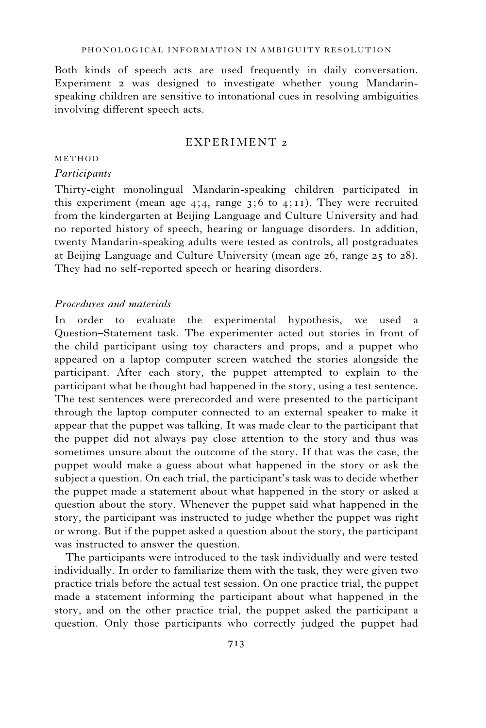Both kinds of speech acts are used frequently in daily conversation. Experiment 2 was designed to investigate whether young Mandarin-speaking children are sensitive to intonational cues in resolving ambiguities involving different speech acts.

## EXPERIMENT 2

### METHOD

#### *Participants*

Thirty-eight monolingual Mandarin-speaking children participated in this experiment (mean age 4;4, range 3;6 to 4;11). They were recruited from the kindergarten at Beijing Language and Culture University and had no reported history of speech, hearing or language disorders. In addition, twenty Mandarin-speaking adults were tested as controls, all postgraduates at Beijing Language and Culture University (mean age 26, range 25 to 28). They had no self-reported speech or hearing disorders.

#### *Procedures and materials*

In order to evaluate the experimental hypothesis, we used a Question–Statement task. The experimenter acted out stories in front of the child participant using toy characters and props, and a puppet who appeared on a laptop computer screen watched the stories alongside the participant. After each story, the puppet attempted to explain to the participant what he thought had happened in the story, using a test sentence. The test sentences were prerecorded and were presented to the participant through the laptop computer connected to an external speaker to make it appear that the puppet was talking. It was made clear to the participant that the puppet did not always pay close attention to the story and thus was sometimes unsure about the outcome of the story. If that was the case, the puppet would make a guess about what happened in the story or ask the subject a question. On each trial, the participant's task was to decide whether the puppet made a statement about what happened in the story or asked a question about the story. Whenever the puppet said what happened in the story, the participant was instructed to judge whether the puppet was right or wrong. But if the puppet asked a question about the story, the participant was instructed to answer the question.

The participants were introduced to the task individually and were tested individually. In order to familiarize them with the task, they were given two practice trials before the actual test session. On one practice trial, the puppet made a statement informing the participant about what happened in the story, and on the other practice trial, the puppet asked the participant a question. Only those participants who correctly judged the puppet had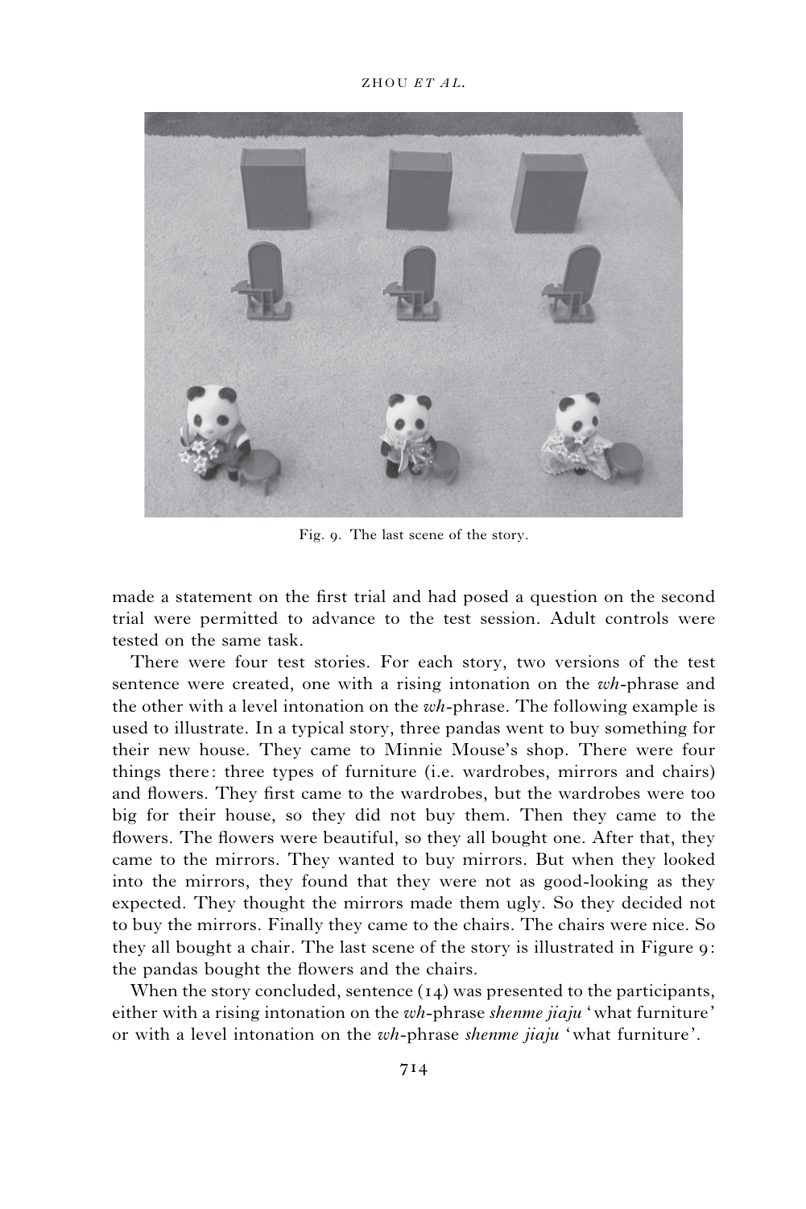Fig. 9. The last scene of the story.

made a statement on the first trial and had posed a question on the second trial were permitted to advance to the test session. Adult controls were tested on the same task.

There were four test stories. For each story, two versions of the test sentence were created, one with a rising intonation on the *wh*-phrase and the other with a level intonation on the *wh*-phrase. The following example is used to illustrate. In a typical story, three pandas went to buy something for their new house. They came to Minnie Mouse's shop. There were four things there: three types of furniture (i.e. wardrobes, mirrors and chairs) and flowers. They first came to the wardrobes, but the wardrobes were too big for their house, so they did not buy them. Then they came to the flowers. The flowers were beautiful, so they all bought one. After that, they came to the mirrors. They wanted to buy mirrors. But when they looked into the mirrors, they found that they were not as good-looking as they expected. They thought the mirrors made them ugly. So they decided not to buy the mirrors. Finally they came to the chairs. The chairs were nice. So they all bought a chair. The last scene of the story is illustrated in Figure 9: the pandas bought the flowers and the chairs.

When the story concluded, sentence (14) was presented to the participants, either with a rising intonation on the *wh*-phrase *shenme jiaju* 'what furniture' or with a level intonation on the *wh*-phrase *shenme jiaju* 'what furniture'.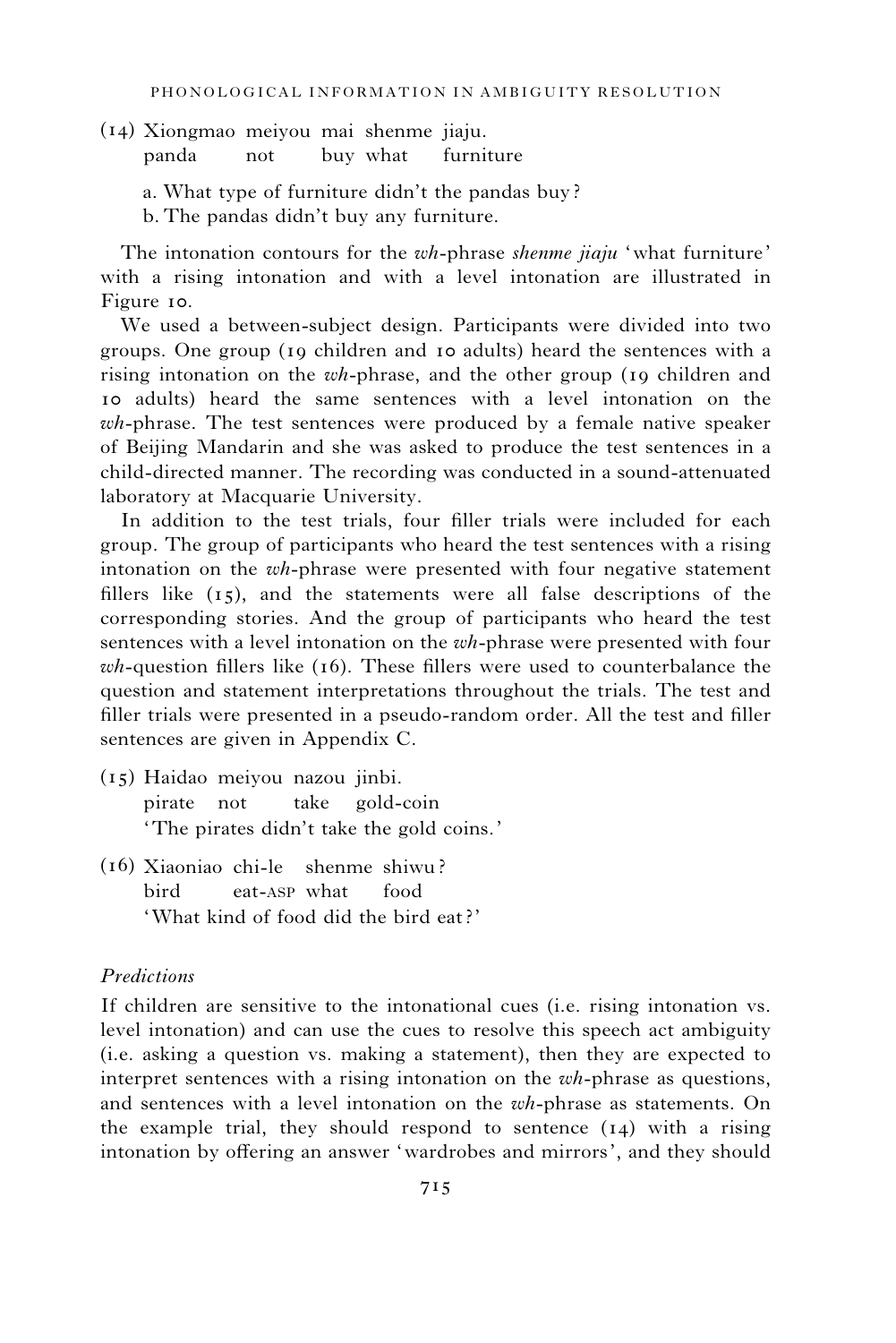(14) Xiongmao meiyou mai shenme jiaju.
     panda not buy what furniture

a. What type of furniture didn't the pandas buy?
b. The pandas didn't buy any furniture.

The intonation contours for the *wh*-phrase *shenme jiaju* 'what furniture' with a rising intonation and with a level intonation are illustrated in Figure 10.

We used a between-subject design. Participants were divided into two groups. One group (19 children and 10 adults) heard the sentences with a rising intonation on the *wh*-phrase, and the other group (19 children and 10 adults) heard the same sentences with a level intonation on the *wh*-phrase. The test sentences were produced by a female native speaker of Beijing Mandarin and she was asked to produce the test sentences in a child-directed manner. The recording was conducted in a sound-attenuated laboratory at Macquarie University.

In addition to the test trials, four filler trials were included for each group. The group of participants who heard the test sentences with a rising intonation on the *wh*-phrase were presented with four negative statement fillers like (15), and the statements were all false descriptions of the corresponding stories. And the group of participants who heard the test sentences with a level intonation on the *wh*-phrase were presented with four *wh*-question fillers like (16). These fillers were used to counterbalance the question and statement interpretations throughout the trials. The test and filler trials were presented in a pseudo-random order. All the test and filler sentences are given in Appendix C.

(15) Haidao meiyou nazou jinbi.
     pirate not take gold-coin
     'The pirates didn't take the gold coins.'

(16) Xiaoniao chi-le shenme shiwu?
     bird eat-ASP what food
     'What kind of food did the bird eat?'

*Predictions*

If children are sensitive to the intonational cues (i.e. rising intonation vs. level intonation) and can use the cues to resolve this speech act ambiguity (i.e. asking a question vs. making a statement), then they are expected to interpret sentences with a rising intonation on the *wh*-phrase as questions, and sentences with a level intonation on the *wh*-phrase as statements. On the example trial, they should respond to sentence (14) with a rising intonation by offering an answer 'wardrobes and mirrors', and they should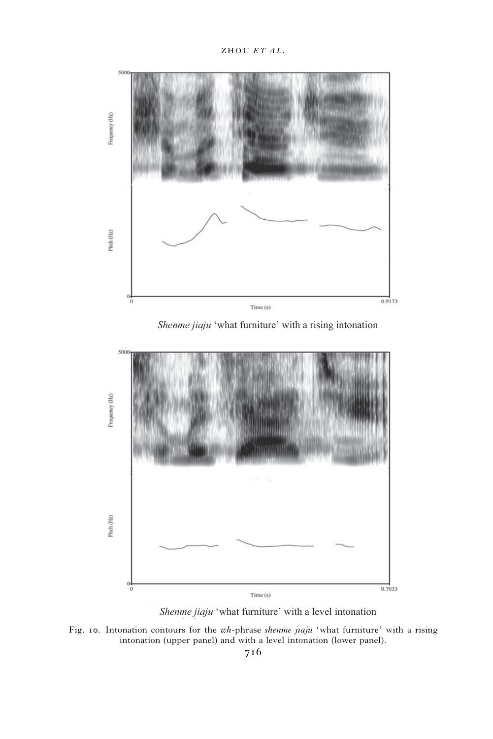*Shenme jiaju* 'what furniture' with a rising intonation

*Shenme jiaju* 'what furniture' with a level intonation

Fig. 10. Intonation contours for the *wh*-phrase *shenme jiaju* 'what furniture' with a rising intonation (upper panel) and with a level intonation (lower panel).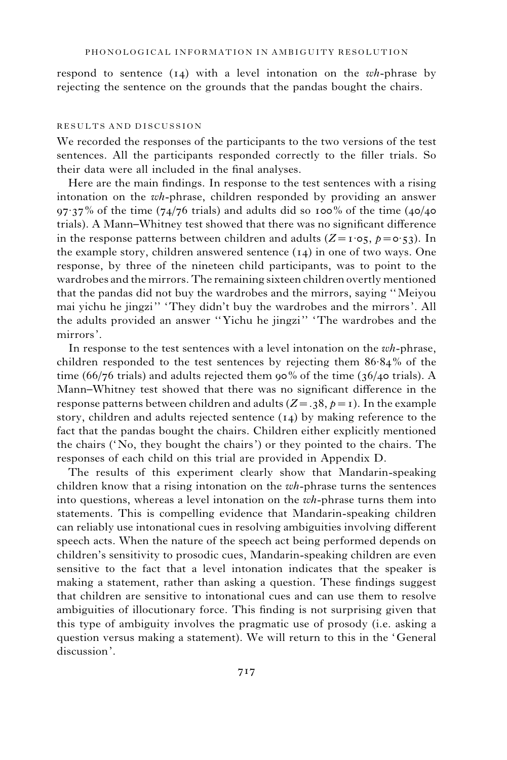respond to sentence (14) with a level intonation on the *wh*-phrase by rejecting the sentence on the grounds that the pandas bought the chairs.

### RESULTS AND DISCUSSION

We recorded the responses of the participants to the two versions of the test sentences. All the participants responded correctly to the filler trials. So their data were all included in the final analyses.

Here are the main findings. In response to the test sentences with a rising intonation on the *wh*-phrase, children responded by providing an answer 97·37% of the time (74/76 trials) and adults did so 100% of the time (40/40 trials). A Mann–Whitney test showed that there was no significant difference in the response patterns between children and adults ($Z = 1{\cdot}05$, $p = 0{\cdot}53$). In the example story, children answered sentence (14) in one of two ways. One response, by three of the nineteen child participants, was to point to the wardrobes and the mirrors. The remaining sixteen children overtly mentioned that the pandas did not buy the wardrobes and the mirrors, saying ''Meiyou mai yichu he jingzi'' 'They didn't buy the wardrobes and the mirrors'. All the adults provided an answer ''Yichu he jingzi'' 'The wardrobes and the mirrors'.

In response to the test sentences with a level intonation on the *wh*-phrase, children responded to the test sentences by rejecting them 86·84% of the time (66/76 trials) and adults rejected them 90% of the time (36/40 trials). A Mann–Whitney test showed that there was no significant difference in the response patterns between children and adults ($Z = .38$, $p = 1$). In the example story, children and adults rejected sentence (14) by making reference to the fact that the pandas bought the chairs. Children either explicitly mentioned the chairs ('No, they bought the chairs') or they pointed to the chairs. The responses of each child on this trial are provided in Appendix D.

The results of this experiment clearly show that Mandarin-speaking children know that a rising intonation on the *wh*-phrase turns the sentences into questions, whereas a level intonation on the *wh*-phrase turns them into statements. This is compelling evidence that Mandarin-speaking children can reliably use intonational cues in resolving ambiguities involving different speech acts. When the nature of the speech act being performed depends on children's sensitivity to prosodic cues, Mandarin-speaking children are even sensitive to the fact that a level intonation indicates that the speaker is making a statement, rather than asking a question. These findings suggest that children are sensitive to intonational cues and can use them to resolve ambiguities of illocutionary force. This finding is not surprising given that this type of ambiguity involves the pragmatic use of prosody (i.e. asking a question versus making a statement). We will return to this in the 'General discussion'.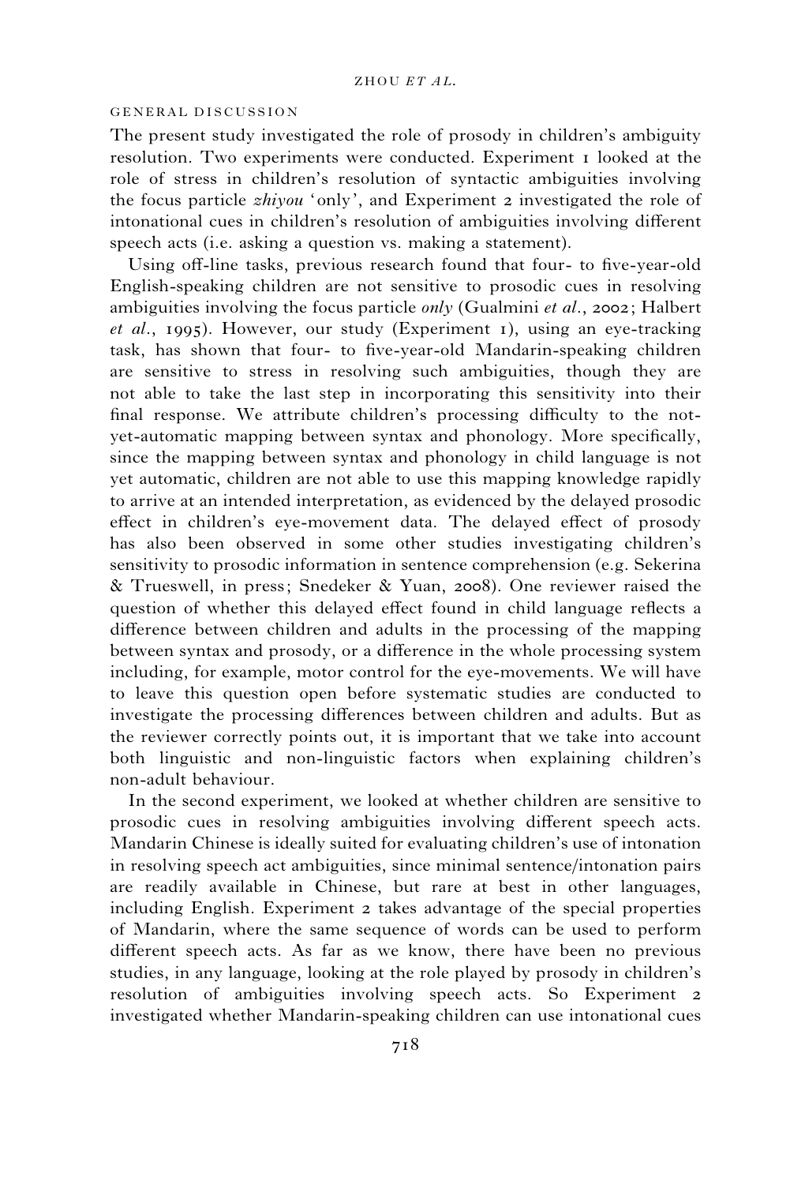## GENERAL DISCUSSION

The present study investigated the role of prosody in children's ambiguity resolution. Two experiments were conducted. Experiment 1 looked at the role of stress in children's resolution of syntactic ambiguities involving the focus particle *zhiyou* 'only', and Experiment 2 investigated the role of intonational cues in children's resolution of ambiguities involving different speech acts (i.e. asking a question vs. making a statement).

Using off-line tasks, previous research found that four- to five-year-old English-speaking children are not sensitive to prosodic cues in resolving ambiguities involving the focus particle *only* (Gualmini *et al.*, 2002; Halbert *et al.*, 1995). However, our study (Experiment 1), using an eye-tracking task, has shown that four- to five-year-old Mandarin-speaking children are sensitive to stress in resolving such ambiguities, though they are not able to take the last step in incorporating this sensitivity into their final response. We attribute children's processing difficulty to the not-yet-automatic mapping between syntax and phonology. More specifically, since the mapping between syntax and phonology in child language is not yet automatic, children are not able to use this mapping knowledge rapidly to arrive at an intended interpretation, as evidenced by the delayed prosodic effect in children's eye-movement data. The delayed effect of prosody has also been observed in some other studies investigating children's sensitivity to prosodic information in sentence comprehension (e.g. Sekerina & Trueswell, in press; Snedeker & Yuan, 2008). One reviewer raised the question of whether this delayed effect found in child language reflects a difference between children and adults in the processing of the mapping between syntax and prosody, or a difference in the whole processing system including, for example, motor control for the eye-movements. We will have to leave this question open before systematic studies are conducted to investigate the processing differences between children and adults. But as the reviewer correctly points out, it is important that we take into account both linguistic and non-linguistic factors when explaining children's non-adult behaviour.

In the second experiment, we looked at whether children are sensitive to prosodic cues in resolving ambiguities involving different speech acts. Mandarin Chinese is ideally suited for evaluating children's use of intonation in resolving speech act ambiguities, since minimal sentence/intonation pairs are readily available in Chinese, but rare at best in other languages, including English. Experiment 2 takes advantage of the special properties of Mandarin, where the same sequence of words can be used to perform different speech acts. As far as we know, there have been no previous studies, in any language, looking at the role played by prosody in children's resolution of ambiguities involving speech acts. So Experiment 2 investigated whether Mandarin-speaking children can use intonational cues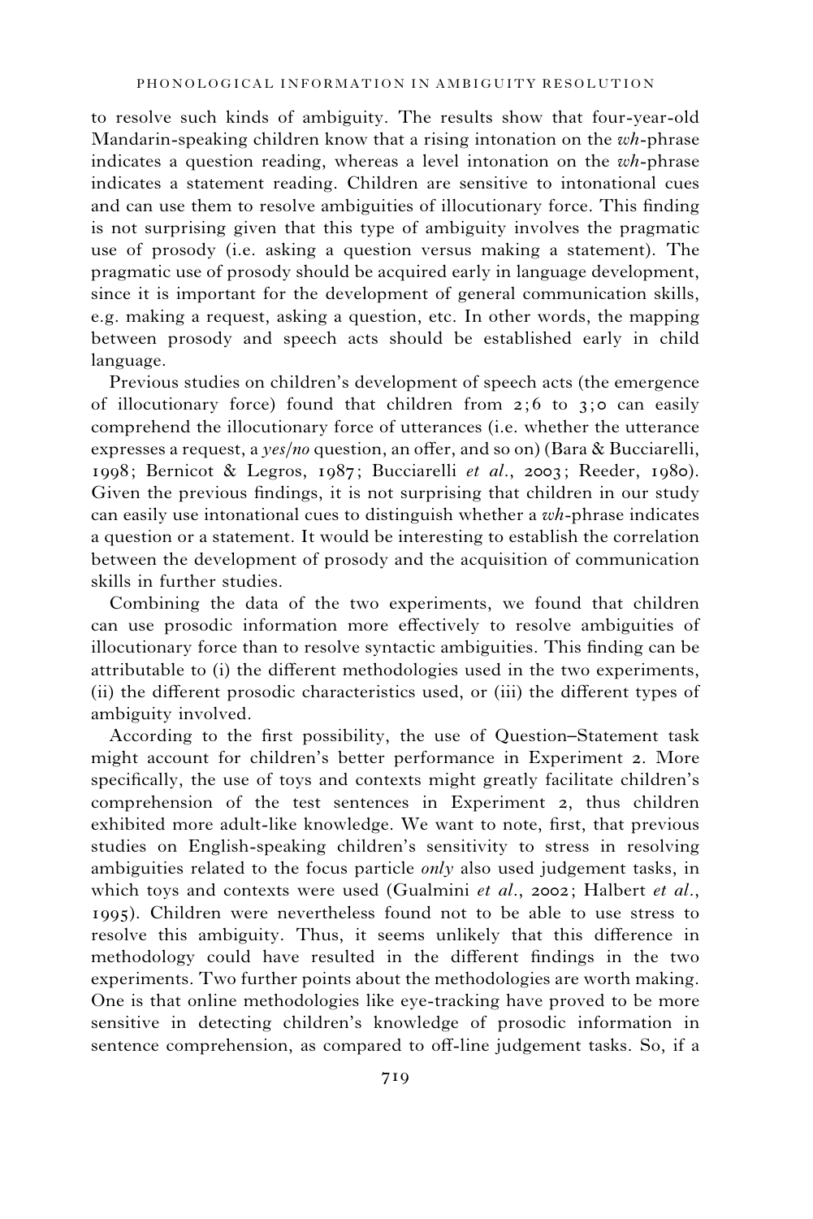to resolve such kinds of ambiguity. The results show that four-year-old Mandarin-speaking children know that a rising intonation on the *wh*-phrase indicates a question reading, whereas a level intonation on the *wh*-phrase indicates a statement reading. Children are sensitive to intonational cues and can use them to resolve ambiguities of illocutionary force. This finding is not surprising given that this type of ambiguity involves the pragmatic use of prosody (i.e. asking a question versus making a statement). The pragmatic use of prosody should be acquired early in language development, since it is important for the development of general communication skills, e.g. making a request, asking a question, etc. In other words, the mapping between prosody and speech acts should be established early in child language.

Previous studies on children's development of speech acts (the emergence of illocutionary force) found that children from 2;6 to 3;0 can easily comprehend the illocutionary force of utterances (i.e. whether the utterance expresses a request, a *yes/no* question, an offer, and so on) (Bara & Bucciarelli, 1998; Bernicot & Legros, 1987; Bucciarelli *et al.*, 2003; Reeder, 1980). Given the previous findings, it is not surprising that children in our study can easily use intonational cues to distinguish whether a *wh*-phrase indicates a question or a statement. It would be interesting to establish the correlation between the development of prosody and the acquisition of communication skills in further studies.

Combining the data of the two experiments, we found that children can use prosodic information more effectively to resolve ambiguities of illocutionary force than to resolve syntactic ambiguities. This finding can be attributable to (i) the different methodologies used in the two experiments, (ii) the different prosodic characteristics used, or (iii) the different types of ambiguity involved.

According to the first possibility, the use of Question–Statement task might account for children's better performance in Experiment 2. More specifically, the use of toys and contexts might greatly facilitate children's comprehension of the test sentences in Experiment 2, thus children exhibited more adult-like knowledge. We want to note, first, that previous studies on English-speaking children's sensitivity to stress in resolving ambiguities related to the focus particle *only* also used judgement tasks, in which toys and contexts were used (Gualmini *et al.*, 2002; Halbert *et al.*, 1995). Children were nevertheless found not to be able to use stress to resolve this ambiguity. Thus, it seems unlikely that this difference in methodology could have resulted in the different findings in the two experiments. Two further points about the methodologies are worth making. One is that online methodologies like eye-tracking have proved to be more sensitive in detecting children's knowledge of prosodic information in sentence comprehension, as compared to off-line judgement tasks. So, if a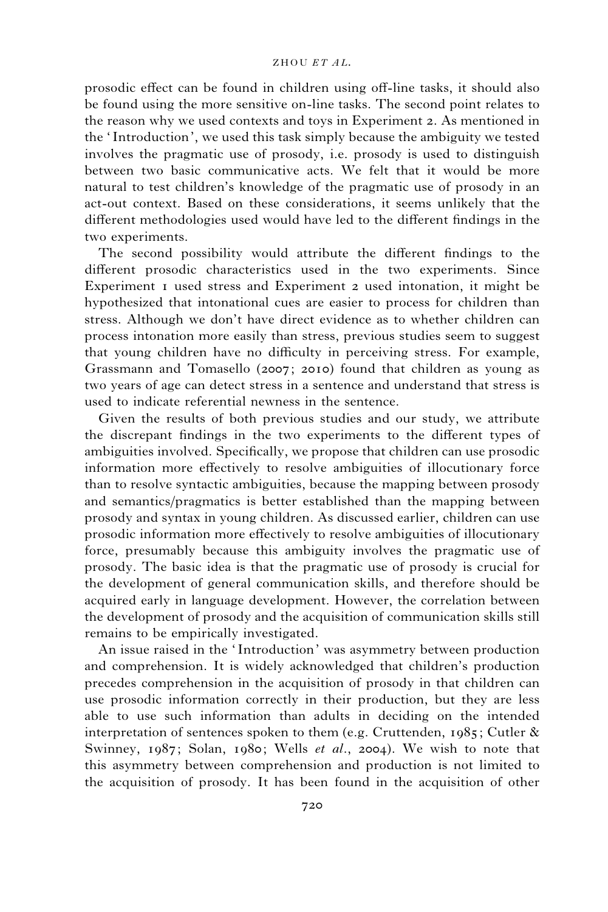prosodic effect can be found in children using off-line tasks, it should also be found using the more sensitive on-line tasks. The second point relates to the reason why we used contexts and toys in Experiment 2. As mentioned in the 'Introduction', we used this task simply because the ambiguity we tested involves the pragmatic use of prosody, i.e. prosody is used to distinguish between two basic communicative acts. We felt that it would be more natural to test children's knowledge of the pragmatic use of prosody in an act-out context. Based on these considerations, it seems unlikely that the different methodologies used would have led to the different findings in the two experiments.

The second possibility would attribute the different findings to the different prosodic characteristics used in the two experiments. Since Experiment 1 used stress and Experiment 2 used intonation, it might be hypothesized that intonational cues are easier to process for children than stress. Although we don't have direct evidence as to whether children can process intonation more easily than stress, previous studies seem to suggest that young children have no difficulty in perceiving stress. For example, Grassmann and Tomasello (2007; 2010) found that children as young as two years of age can detect stress in a sentence and understand that stress is used to indicate referential newness in the sentence.

Given the results of both previous studies and our study, we attribute the discrepant findings in the two experiments to the different types of ambiguities involved. Specifically, we propose that children can use prosodic information more effectively to resolve ambiguities of illocutionary force than to resolve syntactic ambiguities, because the mapping between prosody and semantics/pragmatics is better established than the mapping between prosody and syntax in young children. As discussed earlier, children can use prosodic information more effectively to resolve ambiguities of illocutionary force, presumably because this ambiguity involves the pragmatic use of prosody. The basic idea is that the pragmatic use of prosody is crucial for the development of general communication skills, and therefore should be acquired early in language development. However, the correlation between the development of prosody and the acquisition of communication skills still remains to be empirically investigated.

An issue raised in the 'Introduction' was asymmetry between production and comprehension. It is widely acknowledged that children's production precedes comprehension in the acquisition of prosody in that children can use prosodic information correctly in their production, but they are less able to use such information than adults in deciding on the intended interpretation of sentences spoken to them (e.g. Cruttenden, 1985; Cutler & Swinney, 1987; Solan, 1980; Wells *et al.*, 2004). We wish to note that this asymmetry between comprehension and production is not limited to the acquisition of prosody. It has been found in the acquisition of other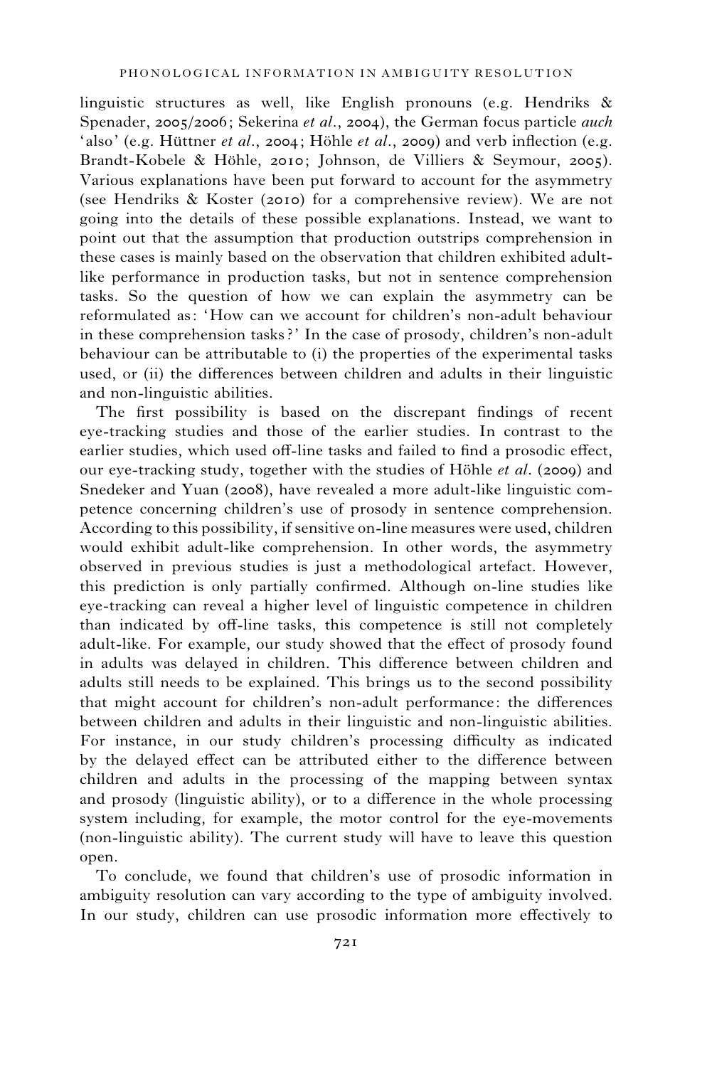linguistic structures as well, like English pronouns (e.g. Hendriks & Spenader, 2005/2006; Sekerina *et al*., 2004), the German focus particle *auch* 'also' (e.g. Hüttner *et al*., 2004; Höhle *et al*., 2009) and verb inflection (e.g. Brandt-Kobele & Höhle, 2010; Johnson, de Villiers & Seymour, 2005). Various explanations have been put forward to account for the asymmetry (see Hendriks & Koster (2010) for a comprehensive review). We are not going into the details of these possible explanations. Instead, we want to point out that the assumption that production outstrips comprehension in these cases is mainly based on the observation that children exhibited adult-like performance in production tasks, but not in sentence comprehension tasks. So the question of how we can explain the asymmetry can be reformulated as: 'How can we account for children's non-adult behaviour in these comprehension tasks?' In the case of prosody, children's non-adult behaviour can be attributable to (i) the properties of the experimental tasks used, or (ii) the differences between children and adults in their linguistic and non-linguistic abilities.

The first possibility is based on the discrepant findings of recent eye-tracking studies and those of the earlier studies. In contrast to the earlier studies, which used off-line tasks and failed to find a prosodic effect, our eye-tracking study, together with the studies of Höhle *et al*. (2009) and Snedeker and Yuan (2008), have revealed a more adult-like linguistic competence concerning children's use of prosody in sentence comprehension. According to this possibility, if sensitive on-line measures were used, children would exhibit adult-like comprehension. In other words, the asymmetry observed in previous studies is just a methodological artefact. However, this prediction is only partially confirmed. Although on-line studies like eye-tracking can reveal a higher level of linguistic competence in children than indicated by off-line tasks, this competence is still not completely adult-like. For example, our study showed that the effect of prosody found in adults was delayed in children. This difference between children and adults still needs to be explained. This brings us to the second possibility that might account for children's non-adult performance: the differences between children and adults in their linguistic and non-linguistic abilities. For instance, in our study children's processing difficulty as indicated by the delayed effect can be attributed either to the difference between children and adults in the processing of the mapping between syntax and prosody (linguistic ability), or to a difference in the whole processing system including, for example, the motor control for the eye-movements (non-linguistic ability). The current study will have to leave this question open.

To conclude, we found that children's use of prosodic information in ambiguity resolution can vary according to the type of ambiguity involved. In our study, children can use prosodic information more effectively to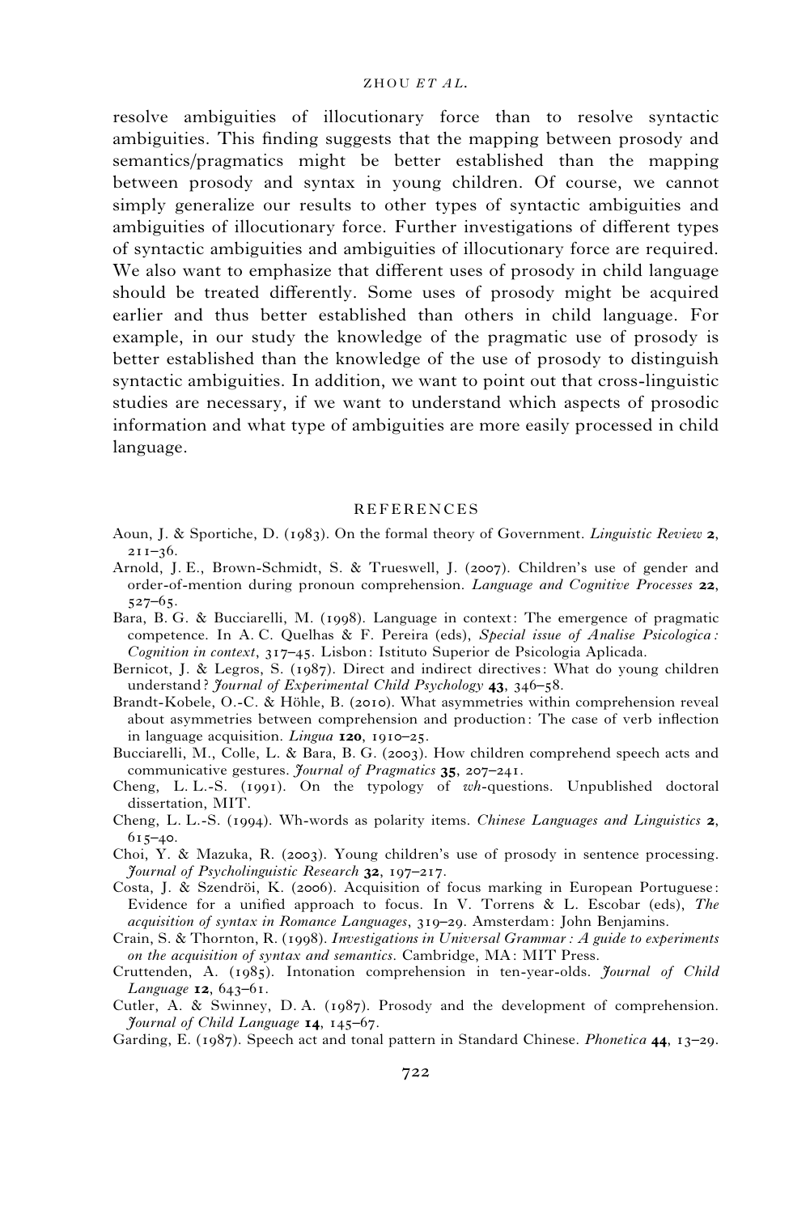resolve ambiguities of illocutionary force than to resolve syntactic ambiguities. This finding suggests that the mapping between prosody and semantics/pragmatics might be better established than the mapping between prosody and syntax in young children. Of course, we cannot simply generalize our results to other types of syntactic ambiguities and ambiguities of illocutionary force. Further investigations of different types of syntactic ambiguities and ambiguities of illocutionary force are required. We also want to emphasize that different uses of prosody in child language should be treated differently. Some uses of prosody might be acquired earlier and thus better established than others in child language. For example, in our study the knowledge of the pragmatic use of prosody is better established than the knowledge of the use of prosody to distinguish syntactic ambiguities. In addition, we want to point out that cross-linguistic studies are necessary, if we want to understand which aspects of prosodic information and what type of ambiguities are more easily processed in child language.

## REFERENCES

Aoun, J. & Sportiche, D. (1983). On the formal theory of Government. *Linguistic Review* **2**, 211–36.

Arnold, J. E., Brown-Schmidt, S. & Trueswell, J. (2007). Children's use of gender and order-of-mention during pronoun comprehension. *Language and Cognitive Processes* **22**, 527–65.

Bara, B. G. & Bucciarelli, M. (1998). Language in context: The emergence of pragmatic competence. In A. C. Quelhas & F. Pereira (eds), *Special issue of Analise Psicologica: Cognition in context*, 317–45. Lisbon: Istituto Superior de Psicologia Aplicada.

Bernicot, J. & Legros, S. (1987). Direct and indirect directives: What do young children understand? *Journal of Experimental Child Psychology* **43**, 346–58.

Brandt-Kobele, O.-C. & Höhle, B. (2010). What asymmetries within comprehension reveal about asymmetries between comprehension and production: The case of verb inflection in language acquisition. *Lingua* **120**, 1910–25.

Bucciarelli, M., Colle, L. & Bara, B. G. (2003). How children comprehend speech acts and communicative gestures. *Journal of Pragmatics* **35**, 207–241.

Cheng, L. L.-S. (1991). On the typology of *wh*-questions. Unpublished doctoral dissertation, MIT.

Cheng, L. L.-S. (1994). Wh-words as polarity items. *Chinese Languages and Linguistics* **2**, 615–40.

Choi, Y. & Mazuka, R. (2003). Young children's use of prosody in sentence processing. *Journal of Psycholinguistic Research* **32**, 197–217.

Costa, J. & Szendröi, K. (2006). Acquisition of focus marking in European Portuguese: Evidence for a unified approach to focus. In V. Torrens & L. Escobar (eds), *The acquisition of syntax in Romance Languages*, 319–29. Amsterdam: John Benjamins.

Crain, S. & Thornton, R. (1998). *Investigations in Universal Grammar: A guide to experiments on the acquisition of syntax and semantics*. Cambridge, MA: MIT Press.

Cruttenden, A. (1985). Intonation comprehension in ten-year-olds. *Journal of Child Language* **12**, 643–61.

Cutler, A. & Swinney, D. A. (1987). Prosody and the development of comprehension. *Journal of Child Language* **14**, 145–67.

Garding, E. (1987). Speech act and tonal pattern in Standard Chinese. *Phonetica* **44**, 13–29.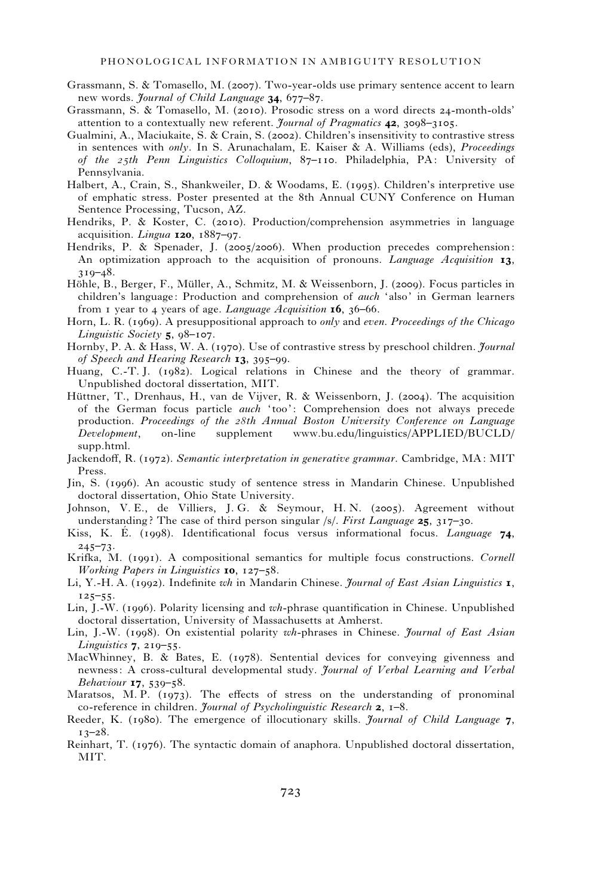Grassmann, S. & Tomasello, M. (2007). Two-year-olds use primary sentence accent to learn new words. *Journal of Child Language* **34**, 677–87.

Grassmann, S. & Tomasello, M. (2010). Prosodic stress on a word directs 24-month-olds' attention to a contextually new referent. *Journal of Pragmatics* **42**, 3098–3105.

Gualmini, A., Maciukaite, S. & Crain, S. (2002). Children's insensitivity to contrastive stress in sentences with *only*. In S. Arunachalam, E. Kaiser & A. Williams (eds), *Proceedings of the 25th Penn Linguistics Colloquium*, 87–110. Philadelphia, PA: University of Pennsylvania.

Halbert, A., Crain, S., Shankweiler, D. & Woodams, E. (1995). Children's interpretive use of emphatic stress. Poster presented at the 8th Annual CUNY Conference on Human Sentence Processing, Tucson, AZ.

Hendriks, P. & Koster, C. (2010). Production/comprehension asymmetries in language acquisition. *Lingua* **120**, 1887–97.

Hendriks, P. & Spenader, J. (2005/2006). When production precedes comprehension: An optimization approach to the acquisition of pronouns. *Language Acquisition* **13**, 319–48.

Höhle, B., Berger, F., Müller, A., Schmitz, M. & Weissenborn, J. (2009). Focus particles in children's language: Production and comprehension of *auch* 'also' in German learners from 1 year to 4 years of age. *Language Acquisition* **16**, 36–66.

Horn, L. R. (1969). A presuppositional approach to *only* and *even*. *Proceedings of the Chicago Linguistic Society* **5**, 98–107.

Hornby, P. A. & Hass, W. A. (1970). Use of contrastive stress by preschool children. *Journal of Speech and Hearing Research* **13**, 395–99.

Huang, C.-T. J. (1982). Logical relations in Chinese and the theory of grammar. Unpublished doctoral dissertation, MIT.

Hüttner, T., Drenhaus, H., van de Vijver, R. & Weissenborn, J. (2004). The acquisition of the German focus particle *auch* 'too': Comprehension does not always precede production. *Proceedings of the 28th Annual Boston University Conference on Language Development*, on-line supplement www.bu.edu/linguistics/APPLIED/BUCLD/supp.html.

Jackendoff, R. (1972). *Semantic interpretation in generative grammar*. Cambridge, MA: MIT Press.

Jin, S. (1996). An acoustic study of sentence stress in Mandarin Chinese. Unpublished doctoral dissertation, Ohio State University.

Johnson, V. E., de Villiers, J. G. & Seymour, H. N. (2005). Agreement without understanding? The case of third person singular /s/. *First Language* **25**, 317–30.

Kiss, K. É. (1998). Identificational focus versus informational focus. *Language* **74**, 245–73.

Krifka, M. (1991). A compositional semantics for multiple focus constructions. *Cornell Working Papers in Linguistics* **10**, 127–58.

Li, Y.-H. A. (1992). Indefinite *wh* in Mandarin Chinese. *Journal of East Asian Linguistics* **1**, 125–55.

Lin, J.-W. (1996). Polarity licensing and *wh*-phrase quantification in Chinese. Unpublished doctoral dissertation, University of Massachusetts at Amherst.

Lin, J.-W. (1998). On existential polarity *wh*-phrases in Chinese. *Journal of East Asian Linguistics* **7**, 219–55.

MacWhinney, B. & Bates, E. (1978). Sentential devices for conveying givenness and newness: A cross-cultural developmental study. *Journal of Verbal Learning and Verbal Behaviour* **17**, 539–58.

Maratsos, M. P. (1973). The effects of stress on the understanding of pronominal co-reference in children. *Journal of Psycholinguistic Research* **2**, 1–8.

Reeder, K. (1980). The emergence of illocutionary skills. *Journal of Child Language* **7**, 13–28.

Reinhart, T. (1976). The syntactic domain of anaphora. Unpublished doctoral dissertation, MIT.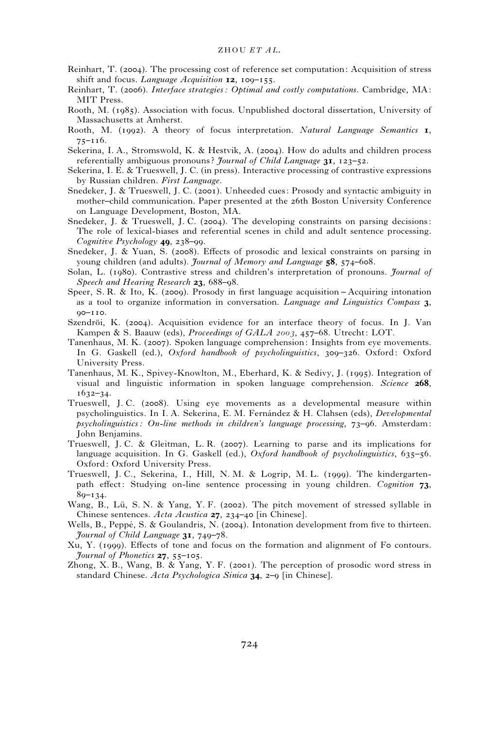Reinhart, T. (2004). The processing cost of reference set computation: Acquisition of stress shift and focus. *Language Acquisition* **12**, 109–155.

Reinhart, T. (2006). *Interface strategies: Optimal and costly computations*. Cambridge, MA: MIT Press.

Rooth, M. (1985). Association with focus. Unpublished doctoral dissertation, University of Massachusetts at Amherst.

Rooth, M. (1992). A theory of focus interpretation. *Natural Language Semantics* **1**, 75–116.

Sekerina, I. A., Stromswold, K. & Hestvik, A. (2004). How do adults and children process referentially ambiguous pronouns? *Journal of Child Language* **31**, 123–52.

Sekerina, I. E. & Trueswell, J. C. (in press). Interactive processing of contrastive expressions by Russian children. *First Language*.

Snedeker, J. & Trueswell, J. C. (2001). Unheeded cues: Prosody and syntactic ambiguity in mother–child communication. Paper presented at the 26th Boston University Conference on Language Development, Boston, MA.

Snedeker, J. & Trueswell, J. C. (2004). The developing constraints on parsing decisions: The role of lexical-biases and referential scenes in child and adult sentence processing. *Cognitive Psychology* **49**, 238–99.

Snedeker, J. & Yuan, S. (2008). Effects of prosodic and lexical constraints on parsing in young children (and adults). *Journal of Memory and Language* **58**, 574–608.

Solan, L. (1980). Contrastive stress and children's interpretation of pronouns. *Journal of Speech and Hearing Research* **23**, 688–98.

Speer, S. R. & Ito, K. (2009). Prosody in first language acquisition – Acquiring intonation as a tool to organize information in conversation. *Language and Linguistics Compass* **3**, 90–110.

Szendröi, K. (2004). Acquisition evidence for an interface theory of focus. In J. Van Kampen & S. Baauw (eds), *Proceedings of GALA 2003*, 457–68. Utrecht: LOT.

Tanenhaus, M. K. (2007). Spoken language comprehension: Insights from eye movements. In G. Gaskell (ed.), *Oxford handbook of psycholinguistics*, 309–326. Oxford: Oxford University Press.

Tanenhaus, M. K., Spivey-Knowlton, M., Eberhard, K. & Sedivy, J. (1995). Integration of visual and linguistic information in spoken language comprehension. *Science* **268**, 1632–34.

Trueswell, J. C. (2008). Using eye movements as a developmental measure within psycholinguistics. In I. A. Sekerina, E. M. Fernández & H. Clahsen (eds), *Developmental psycholinguistics: On-line methods in children's language processing*, 73–96. Amsterdam: John Benjamins.

Trueswell, J. C. & Gleitman, L. R. (2007). Learning to parse and its implications for language acquisition. In G. Gaskell (ed.), *Oxford handbook of psycholinguistics*, 635–56. Oxford: Oxford University Press.

Trueswell, J. C., Sekerina, I., Hill, N. M. & Logrip, M. L. (1999). The kindergarten-path effect: Studying on-line sentence processing in young children. *Cognition* **73**, 89–134.

Wang, B., Lü, S. N. & Yang, Y. F. (2002). The pitch movement of stressed syllable in Chinese sentences. *Acta Acustica* **27**, 234–40 [in Chinese].

Wells, B., Peppé, S. & Goulandris, N. (2004). Intonation development from five to thirteen. *Journal of Child Language* **31**, 749–78.

Xu, Y. (1999). Effects of tone and focus on the formation and alignment of F0 contours. *Journal of Phonetics* **27**, 55–105.

Zhong, X. B., Wang, B. & Yang, Y. F. (2001). The perception of prosodic word stress in standard Chinese. *Acta Psychologica Sinica* **34**, 2–9 [in Chinese].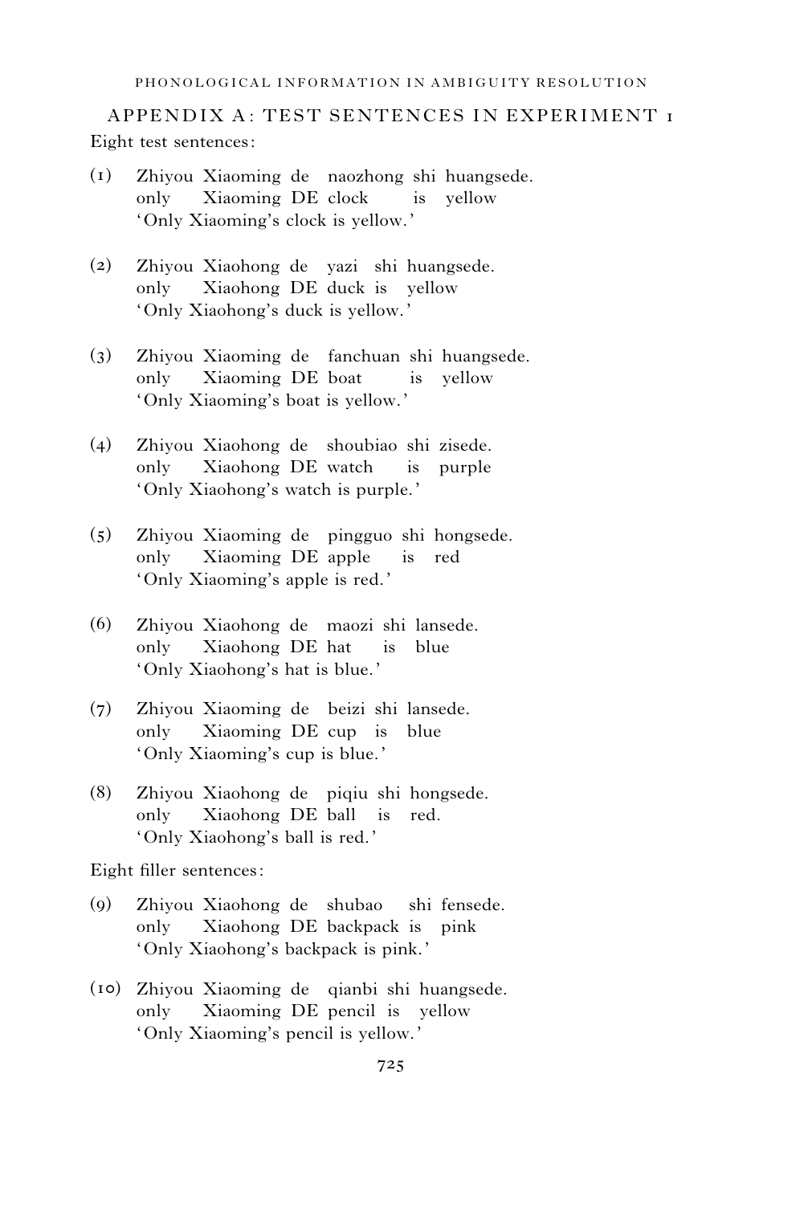## APPENDIX A: TEST SENTENCES IN EXPERIMENT 1

Eight test sentences:

(1) Zhiyou Xiaoming de naozhong shi huangsede.
    only Xiaoming DE clock is yellow
    'Only Xiaoming's clock is yellow.'

(2) Zhiyou Xiaohong de yazi shi huangsede.
    only Xiaohong DE duck is yellow
    'Only Xiaohong's duck is yellow.'

(3) Zhiyou Xiaoming de fanchuan shi huangsede.
    only Xiaoming DE boat is yellow
    'Only Xiaoming's boat is yellow.'

(4) Zhiyou Xiaohong de shoubiao shi zisede.
    only Xiaohong DE watch is purple
    'Only Xiaohong's watch is purple.'

(5) Zhiyou Xiaoming de pingguo shi hongsede.
    only Xiaoming DE apple is red
    'Only Xiaoming's apple is red.'

(6) Zhiyou Xiaohong de maozi shi lansede.
    only Xiaohong DE hat is blue
    'Only Xiaohong's hat is blue.'

(7) Zhiyou Xiaoming de beizi shi lansede.
    only Xiaoming DE cup is blue
    'Only Xiaoming's cup is blue.'

(8) Zhiyou Xiaohong de piqiu shi hongsede.
    only Xiaohong DE ball is red.
    'Only Xiaohong's ball is red.'

Eight filler sentences:

(9) Zhiyou Xiaohong de shubao shi fensede.
    only Xiaohong DE backpack is pink
    'Only Xiaohong's backpack is pink.'

(10) Zhiyou Xiaoming de qianbi shi huangsede.
    only Xiaoming DE pencil is yellow
    'Only Xiaoming's pencil is yellow.'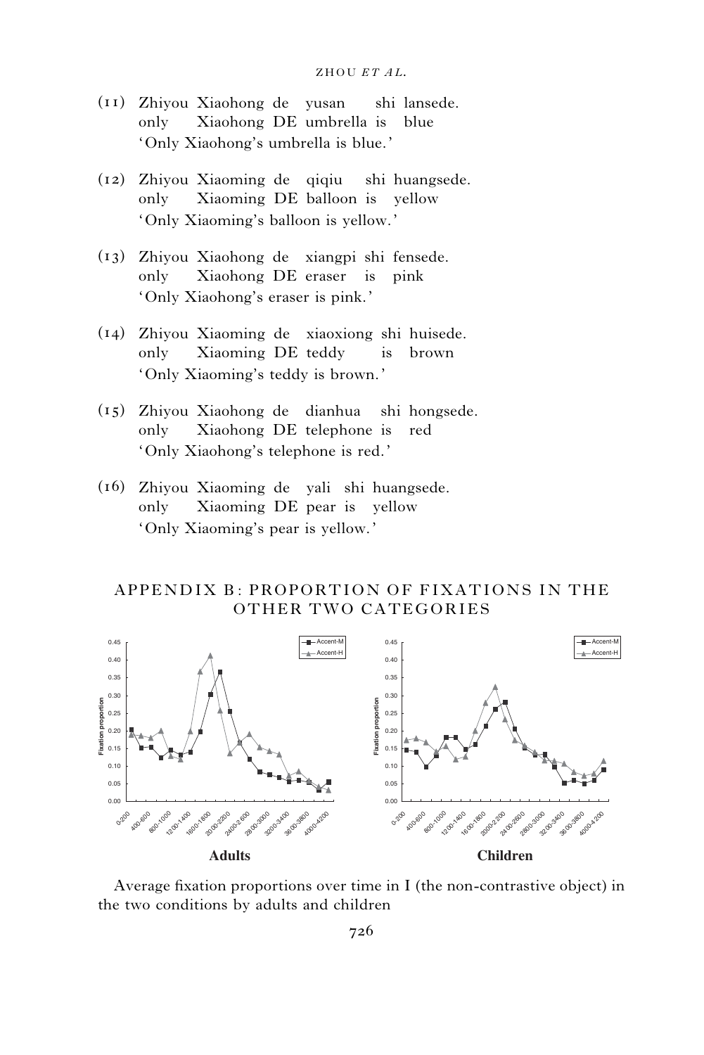(11) Zhiyou Xiaohong de yusan shi lansede.
only Xiaohong DE umbrella is blue
'Only Xiaohong's umbrella is blue.'

(12) Zhiyou Xiaoming de qiqiu shi huangsede.
only Xiaoming DE balloon is yellow
'Only Xiaoming's balloon is yellow.'

(13) Zhiyou Xiaohong de xiangpi shi fensede.
only Xiaohong DE eraser is pink
'Only Xiaohong's eraser is pink.'

(14) Zhiyou Xiaoming de xiaoxiong shi huisede.
only Xiaoming DE teddy is brown
'Only Xiaoming's teddy is brown.'

(15) Zhiyou Xiaohong de dianhua shi hongsede.
only Xiaohong DE telephone is red
'Only Xiaohong's telephone is red.'

(16) Zhiyou Xiaoming de yali shi huangsede.
only Xiaoming DE pear is yellow
'Only Xiaoming's pear is yellow.'

## APPENDIX B: PROPORTION OF FIXATIONS IN THE OTHER TWO CATEGORIES

Average fixation proportions over time in I (the non-contrastive object) in the two conditions by adults and children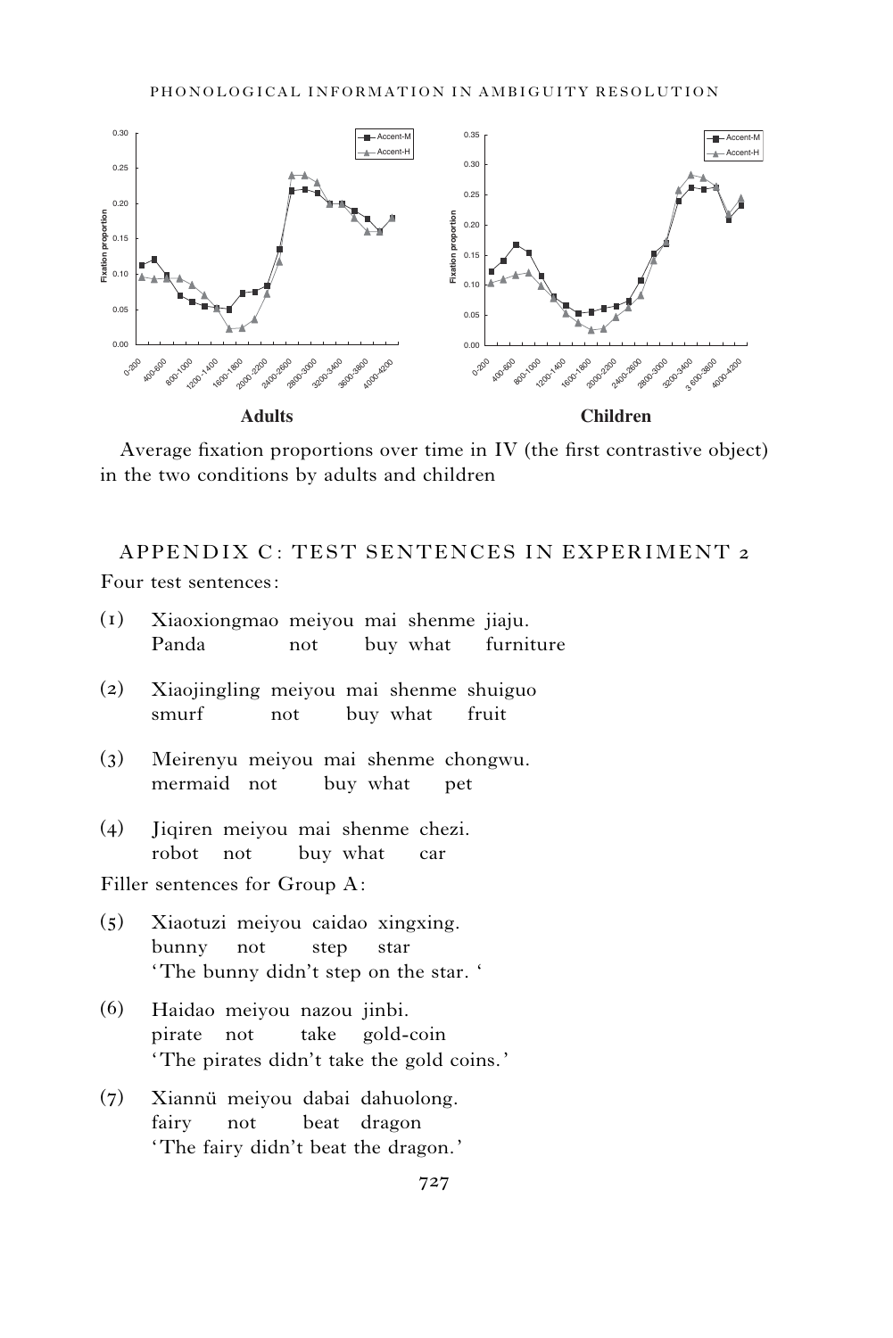Average fixation proportions over time in IV (the first contrastive object) in the two conditions by adults and children

## APPENDIX C: TEST SENTENCES IN EXPERIMENT 2

Four test sentences:

(1) Xiaoxiongmao meiyou mai shenme jiaju.
    Panda not buy what furniture

(2) Xiaojingling meiyou mai shenme shuiguo
    smurf not buy what fruit

(3) Meirenyu meiyou mai shenme chongwu.
    mermaid not buy what pet

(4) Jiqiren meiyou mai shenme chezi.
    robot not buy what car

Filler sentences for Group A:

(5) Xiaotuzi meiyou caidao xingxing.
    bunny not step star
    'The bunny didn't step on the star. '

(6) Haidao meiyou nazou jinbi.
    pirate not take gold-coin
    'The pirates didn't take the gold coins.'

(7) Xiannü meiyou dabai dahuolong.
    fairy not beat dragon
    'The fairy didn't beat the dragon.'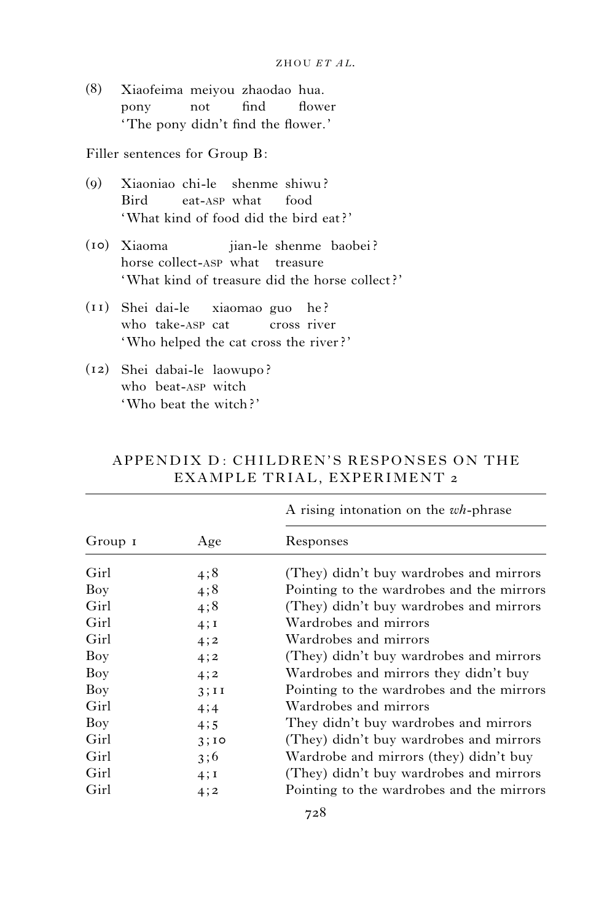(8) Xiaofeima meiyou zhaodao hua.
pony not find flower
'The pony didn't find the flower.'

Filler sentences for Group B:

(9) Xiaoniao chi-le shenme shiwu?
Bird eat-ASP what food
'What kind of food did the bird eat?'

(10) Xiaoma jian-le shenme baobei?
horse collect-ASP what treasure
'What kind of treasure did the horse collect?'

(11) Shei dai-le xiaomao guo he?
who take-ASP cat cross river
'Who helped the cat cross the river?'

(12) Shei dabai-le laowupo?
who beat-ASP witch
'Who beat the witch?'

## APPENDIX D: CHILDREN'S RESPONSES ON THE EXAMPLE TRIAL, EXPERIMENT 2

| | | A rising intonation on the *wh*-phrase |
|---|---|---|
| Group 1 | Age | Responses |
| Girl | 4;8 | (They) didn't buy wardrobes and mirrors |
| Boy | 4;8 | Pointing to the wardrobes and the mirrors |
| Girl | 4;8 | (They) didn't buy wardrobes and mirrors |
| Girl | 4;1 | Wardrobes and mirrors |
| Girl | 4;2 | Wardrobes and mirrors |
| Boy | 4;2 | (They) didn't buy wardrobes and mirrors |
| Boy | 4;2 | Wardrobes and mirrors they didn't buy |
| Boy | 3;11 | Pointing to the wardrobes and the mirrors |
| Girl | 4;4 | Wardrobes and mirrors |
| Boy | 4;5 | They didn't buy wardrobes and mirrors |
| Girl | 3;10 | (They) didn't buy wardrobes and mirrors |
| Girl | 3;6 | Wardrobe and mirrors (they) didn't buy |
| Girl | 4;1 | (They) didn't buy wardrobes and mirrors |
| Girl | 4;2 | Pointing to the wardrobes and the mirrors |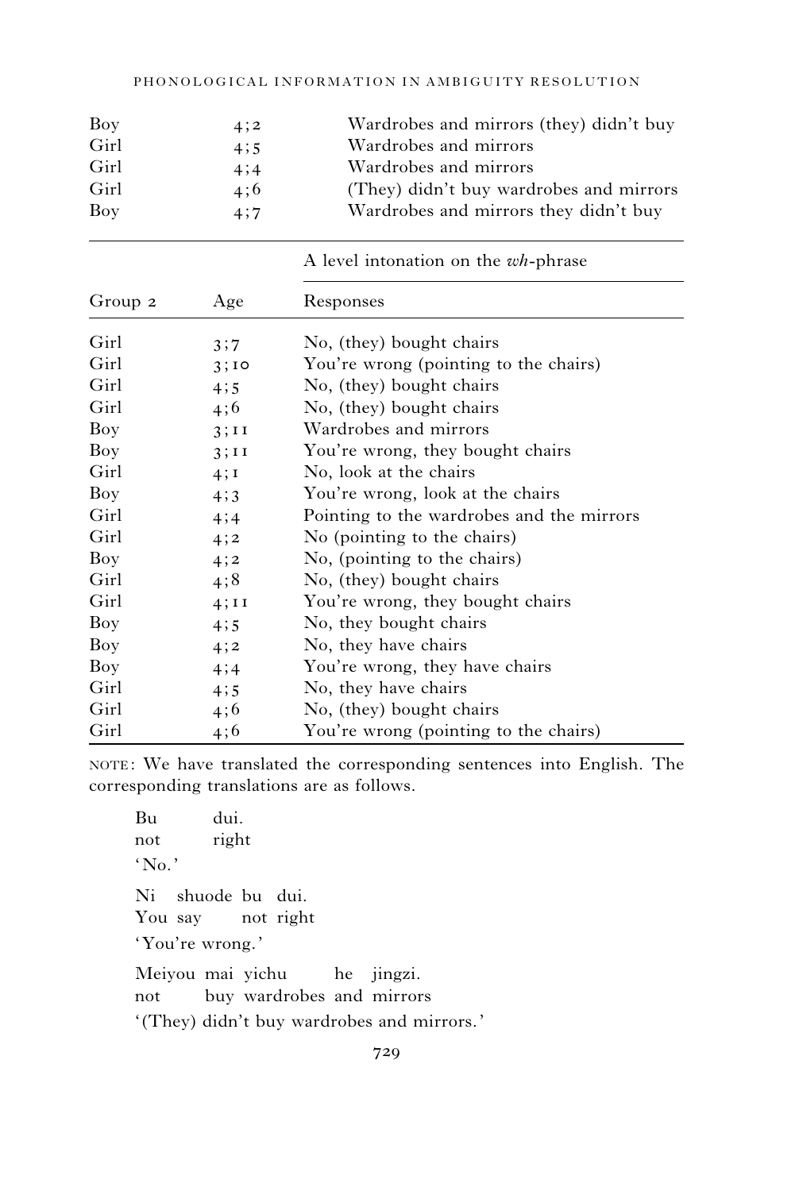| | | |
|---|---|---|
| Boy | 4;2 | Wardrobes and mirrors (they) didn't buy |
| Girl | 4;5 | Wardrobes and mirrors |
| Girl | 4;4 | Wardrobes and mirrors |
| Girl | 4;6 | (They) didn't buy wardrobes and mirrors |
| Boy | 4;7 | Wardrobes and mirrors they didn't buy |

| | | A level intonation on the *wh*-phrase |
|---|---|---|
| Group 2 | Age | Responses |
| Girl | 3;7 | No, (they) bought chairs |
| Girl | 3;10 | You're wrong (pointing to the chairs) |
| Girl | 4;5 | No, (they) bought chairs |
| Girl | 4;6 | No, (they) bought chairs |
| Boy | 3;11 | Wardrobes and mirrors |
| Boy | 3;11 | You're wrong, they bought chairs |
| Girl | 4;1 | No, look at the chairs |
| Boy | 4;3 | You're wrong, look at the chairs |
| Girl | 4;4 | Pointing to the wardrobes and the mirrors |
| Girl | 4;2 | No (pointing to the chairs) |
| Boy | 4;2 | No, (pointing to the chairs) |
| Girl | 4;8 | No, (they) bought chairs |
| Girl | 4;11 | You're wrong, they bought chairs |
| Boy | 4;5 | No, they bought chairs |
| Boy | 4;2 | No, they have chairs |
| Boy | 4;4 | You're wrong, they have chairs |
| Girl | 4;5 | No, they have chairs |
| Girl | 4;6 | No, (they) bought chairs |
| Girl | 4;6 | You're wrong (pointing to the chairs) |

NOTE: We have translated the corresponding sentences into English. The corresponding translations are as follows.

Bu dui.
not right
'No.'

Ni shuode bu dui.
You say not right
'You're wrong.'

Meiyou mai yichu he jingzi.
not buy wardrobes and mirrors
'(They) didn't buy wardrobes and mirrors.'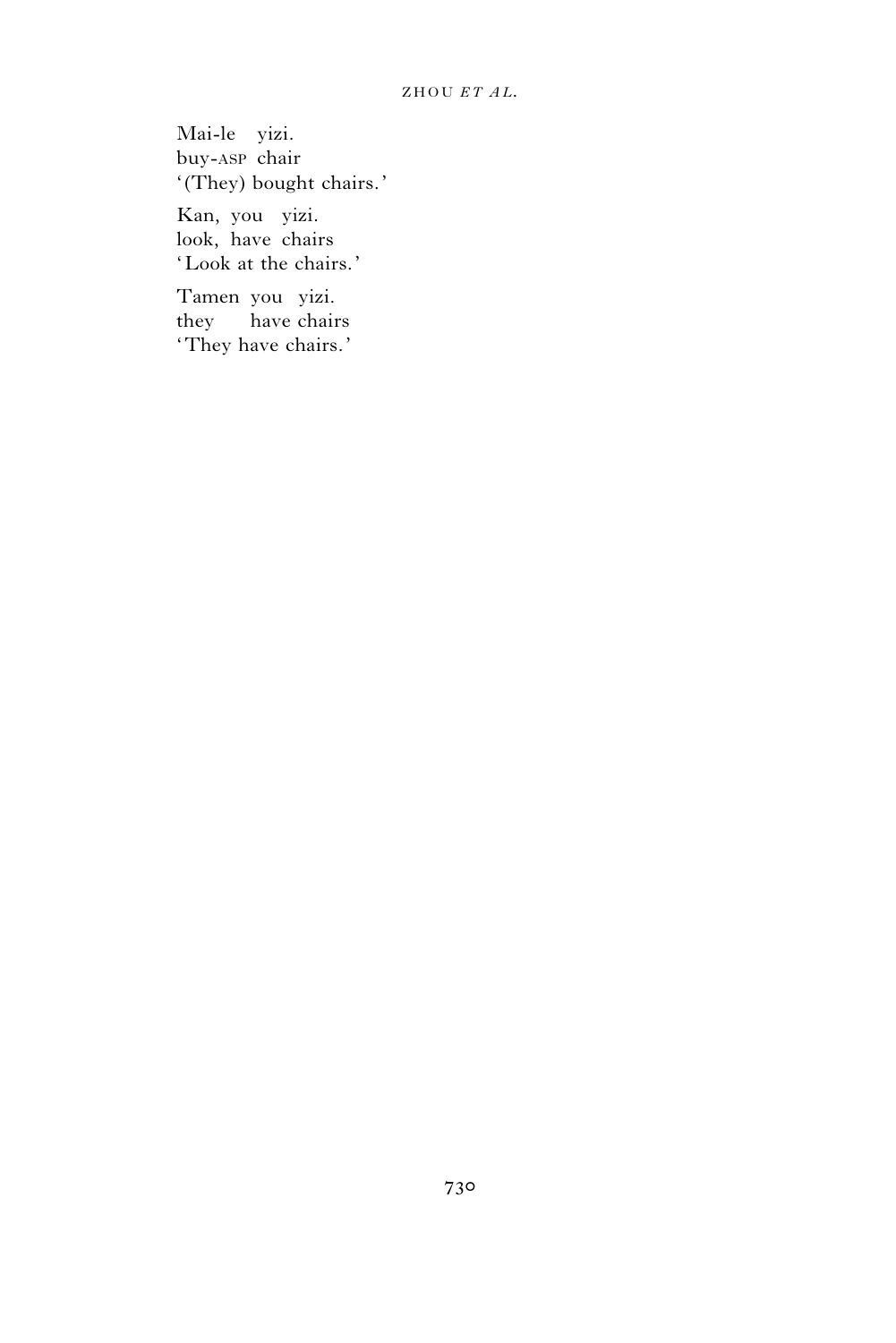Mai-le yizi.
buy-ASP chair
'(They) bought chairs.'

Kan, you yizi.
look, have chairs
'Look at the chairs.'

Tamen you yizi.
they have chairs
'They have chairs.'